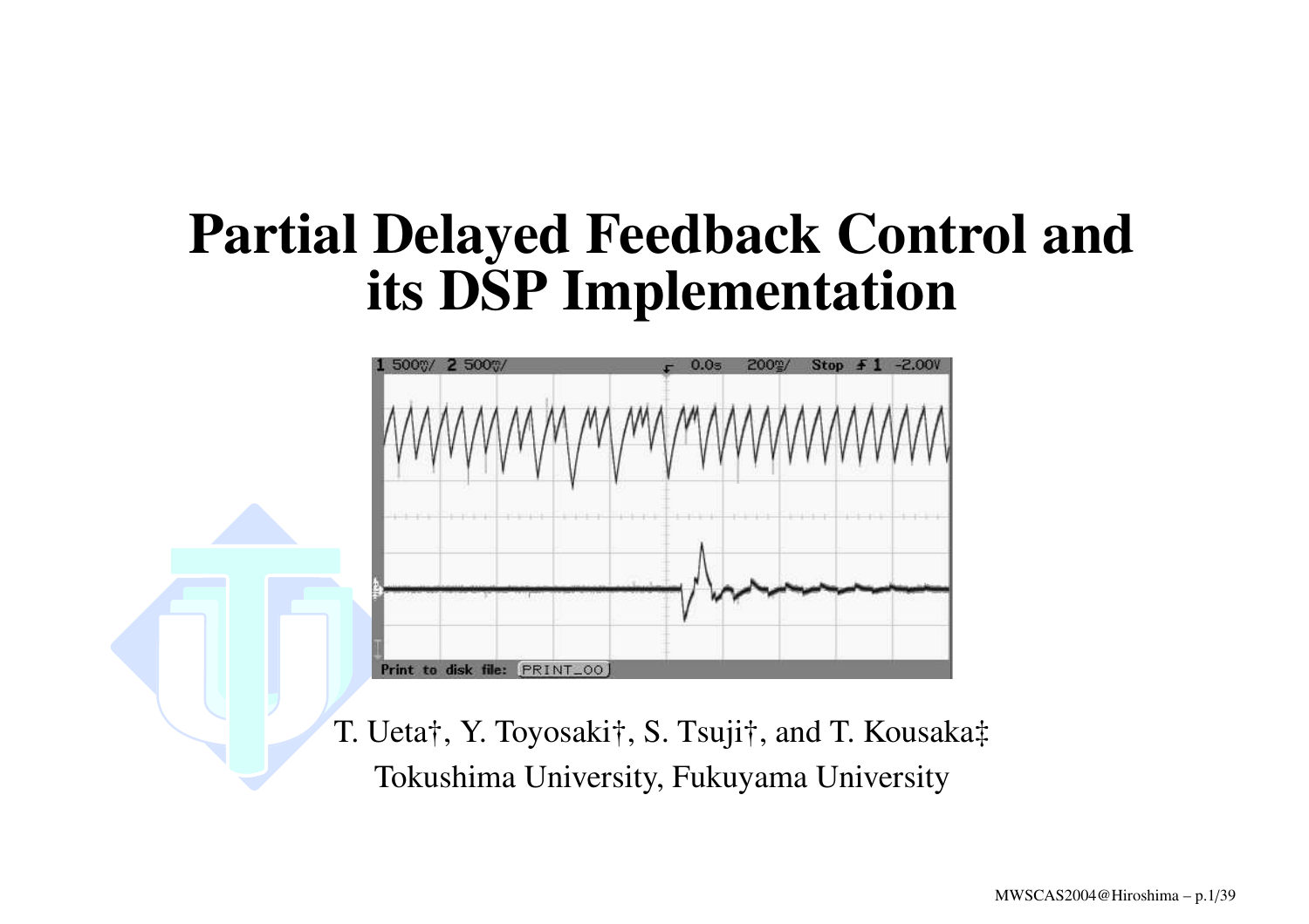# Partial Delayed Feedback Control and its DSP Implementation

T. Ueta†, Y. Toyosaki†, S. Tsuji†, and T. Kousaka‡

Tokushima University, Fukuyama University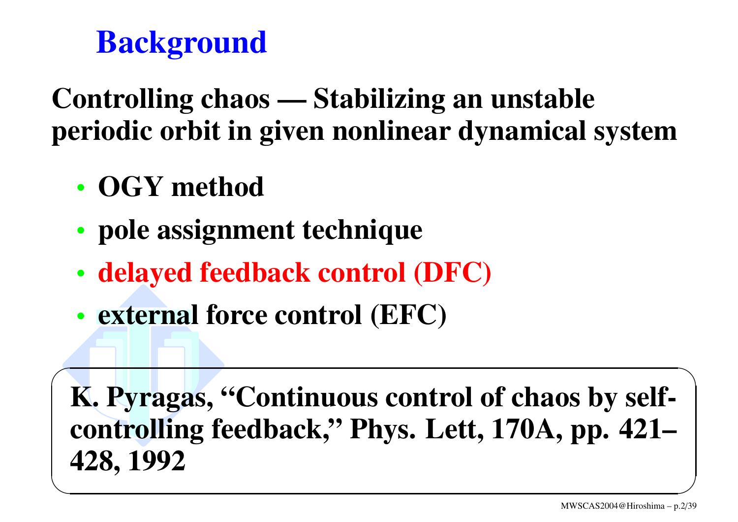# Background

**Controlling chaos — Stabilizing an unstable periodic orbit in given nonlinear dynamical system**

- **OGY method**
- **pole assignment technique**
- **delayed feedback control (DFC)**
- **external force control (EFC)**

**K. Pyragas, "Continuous control of chaos by self-controlling feedback," Phys. Lett, 170A, pp. 421–428, 1992**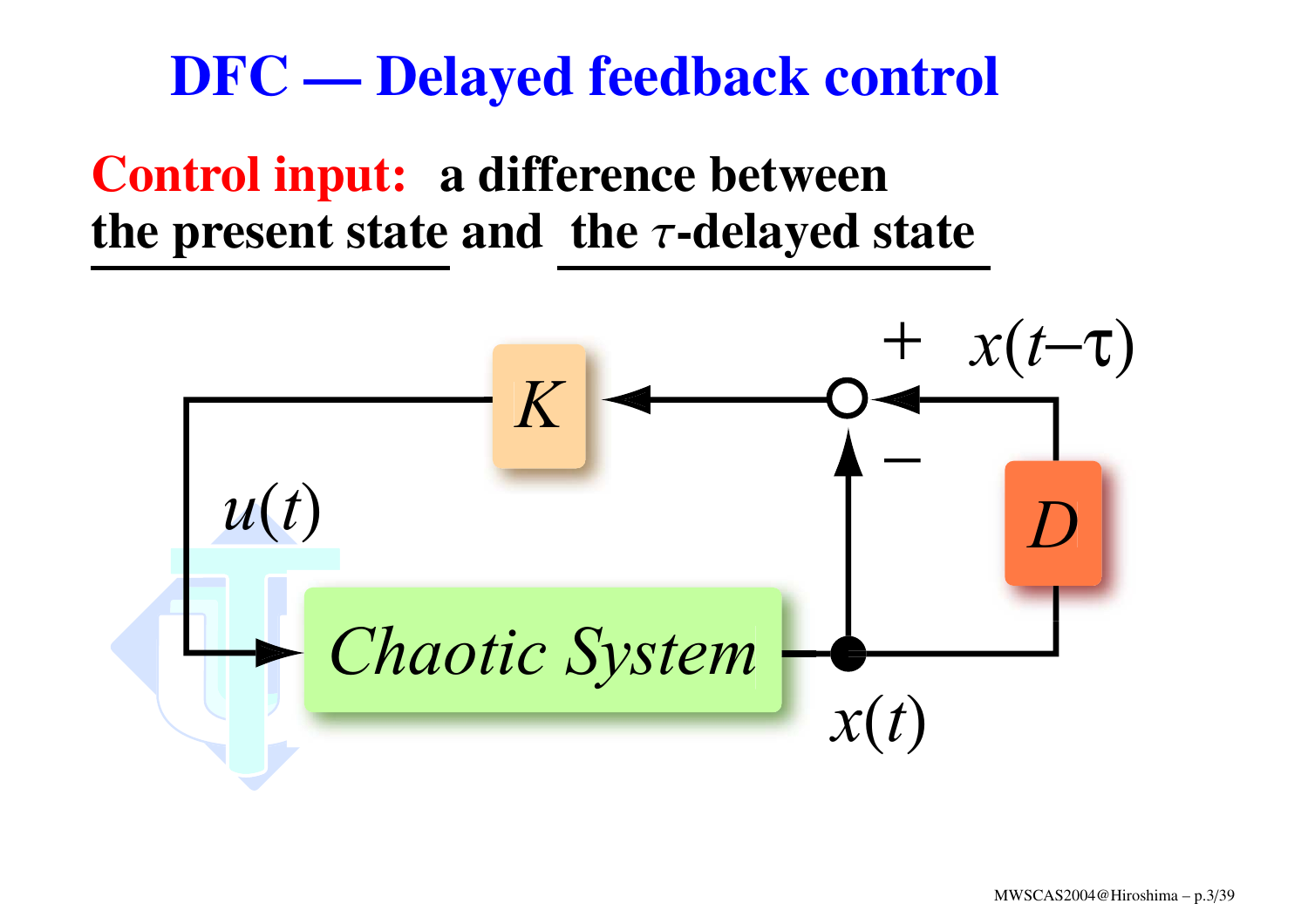# DFC — Delayed feedback control

**Control input:** **a difference between the present state and the $\tau$-delayed state**

$K$

$+$ $x(t-\tau)$

$-$

$u(t)$

$D$

*Chaotic System*

$x(t)$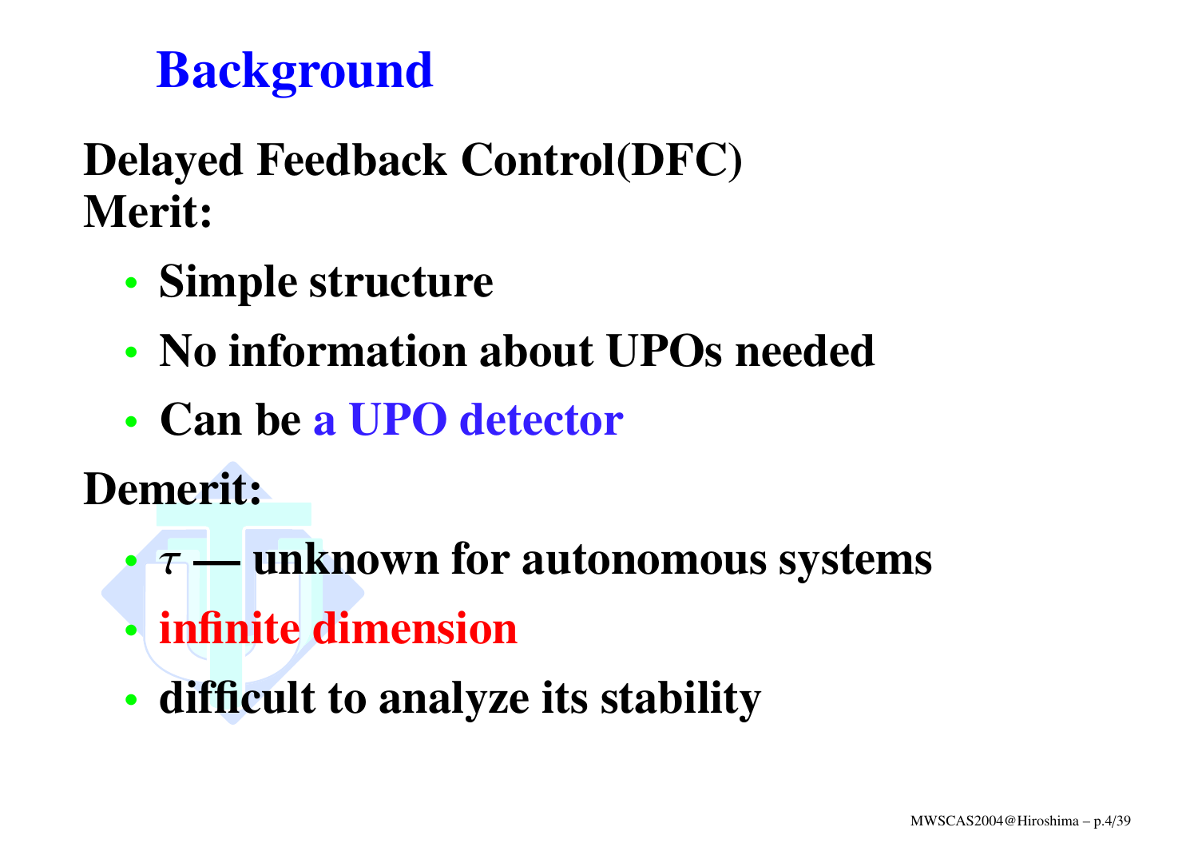# Background

**Delayed Feedback Control(DFC)**
**Merit:**

- **Simple structure**
- **No information about UPOs needed**
- **Can be a UPO detector**

**Demerit:**

- $\tau$ **— unknown for autonomous systems**
- **infinite dimension**
- **difficult to analyze its stability**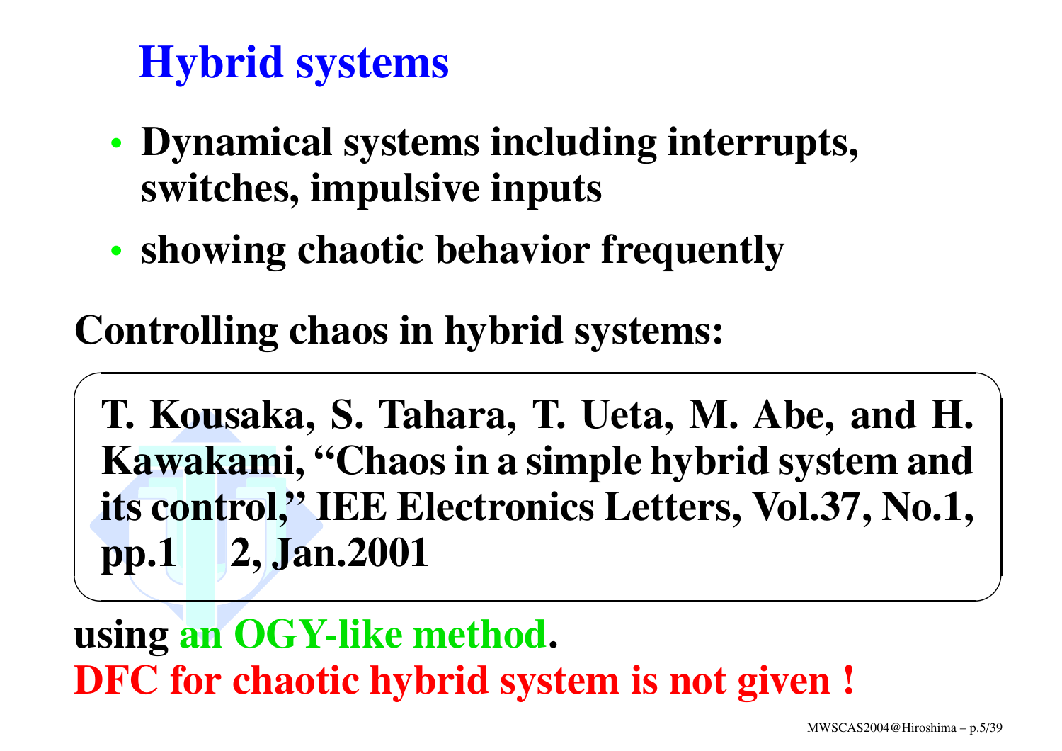# Hybrid systems

- Dynamical systems including interrupts, switches, impulsive inputs
- showing chaotic behavior frequently

**Controlling chaos in hybrid systems:**

> **T. Kousaka, S. Tahara, T. Ueta, M. Abe, and H. Kawakami, "Chaos in a simple hybrid system and its control," IEE Electronics Letters, Vol.37, No.1, pp.1 2, Jan.2001**

**using an OGY-like method.**
**DFC for chaotic hybrid system is not given !**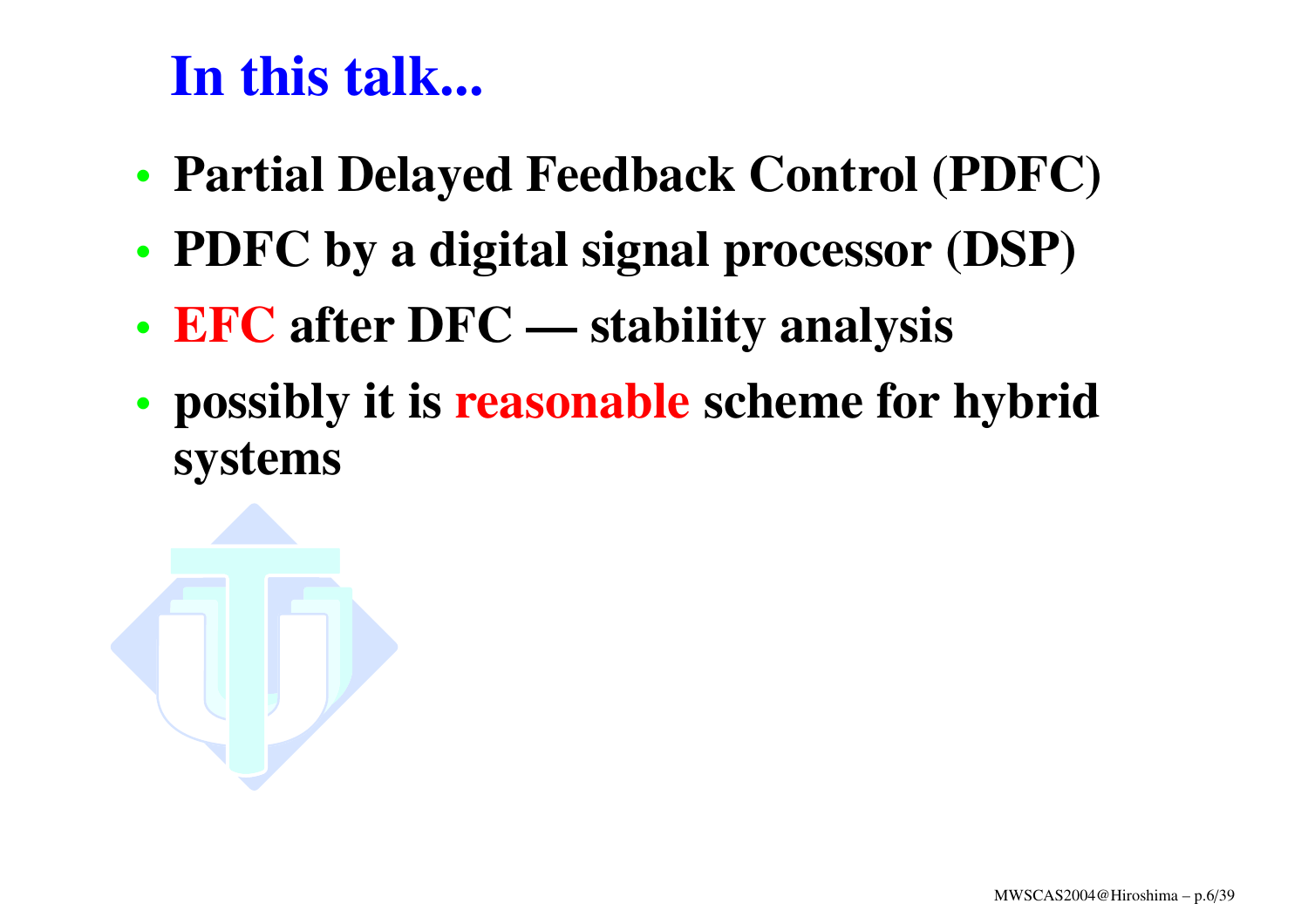# In this talk...

- **Partial Delayed Feedback Control (PDFC)**
- **PDFC by a digital signal processor (DSP)**
- **EFC after DFC — stability analysis**
- **possibly it is reasonable scheme for hybrid systems**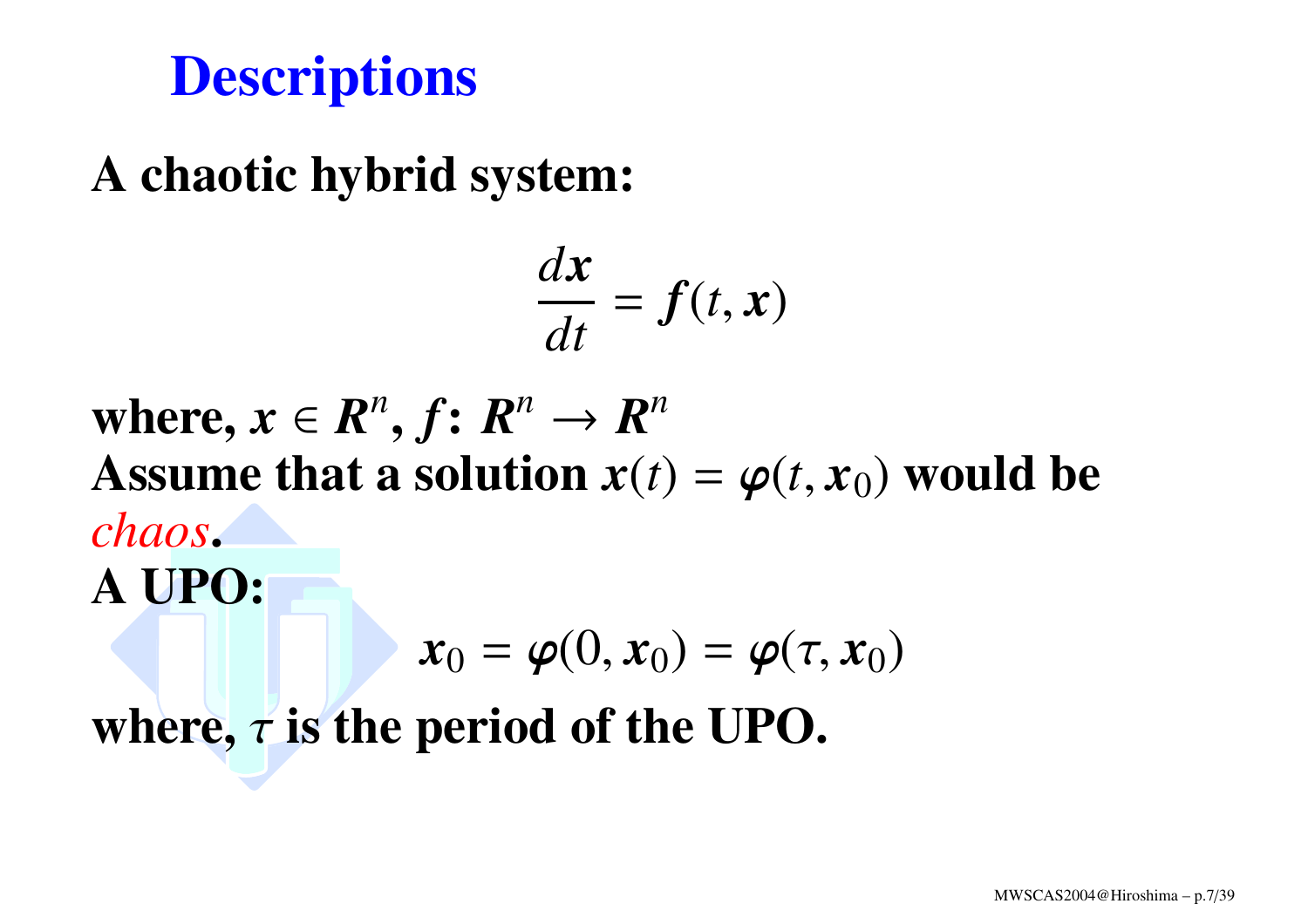# Descriptions

**A chaotic hybrid system:**

$$\frac{d\boldsymbol{x}}{dt} = \boldsymbol{f}(t, \boldsymbol{x})$$

**where, $\boldsymbol{x} \in \boldsymbol{R}^n$, $\boldsymbol{f}$: $\boldsymbol{R}^n \rightarrow \boldsymbol{R}^n$**
**Assume that a solution $\boldsymbol{x}(t) = \boldsymbol{\varphi}(t, \boldsymbol{x}_0)$ would be** *chaos*.
**A UPO:**

$$\boldsymbol{x}_0 = \boldsymbol{\varphi}(0, \boldsymbol{x}_0) = \boldsymbol{\varphi}(\tau, \boldsymbol{x}_0)$$

**where, $\tau$ is the period of the UPO.**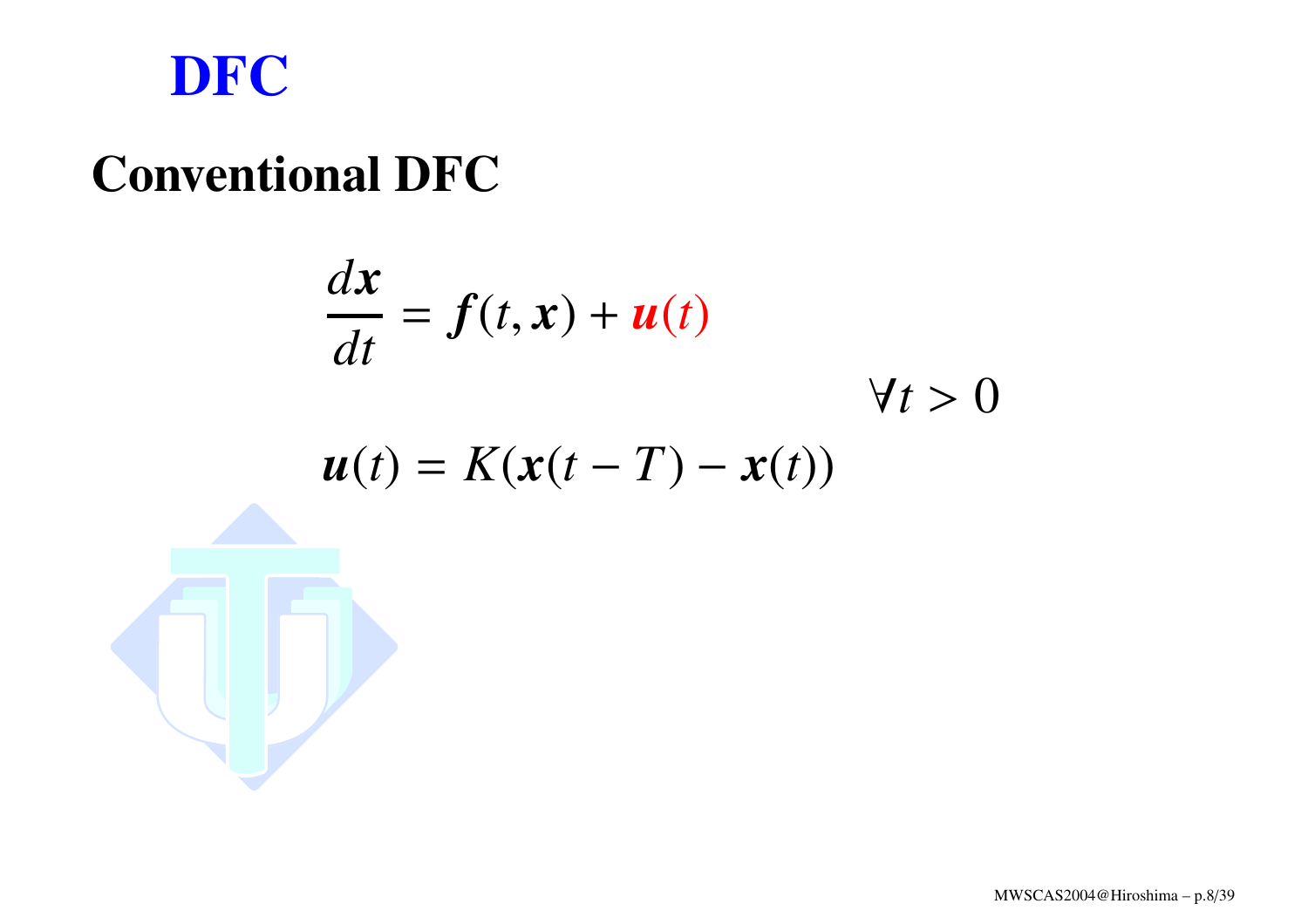# DFC

## Conventional DFC

$$\frac{d\boldsymbol{x}}{dt} = \boldsymbol{f}(t, \boldsymbol{x}) + \boldsymbol{u}(t)$$

$$\forall t > 0$$

$$\boldsymbol{u}(t) = K(\boldsymbol{x}(t - T) - \boldsymbol{x}(t))$$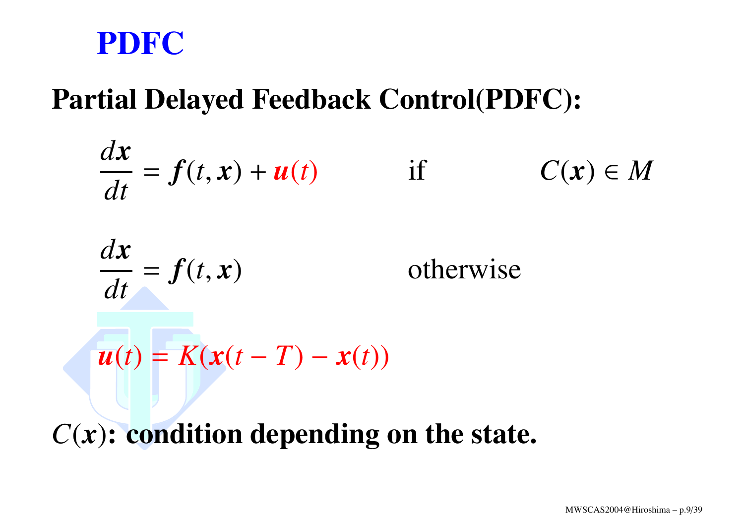# PDFC

## Partial Delayed Feedback Control(PDFC):

$$\frac{d\boldsymbol{x}}{dt} = \boldsymbol{f}(t, \boldsymbol{x}) + \boldsymbol{u}(t) \qquad \text{if} \qquad C(\boldsymbol{x}) \in M$$

$$\frac{d\boldsymbol{x}}{dt} = \boldsymbol{f}(t, \boldsymbol{x}) \qquad \text{otherwise}$$

$$\boldsymbol{u}(t) = K(\boldsymbol{x}(t - T) - \boldsymbol{x}(t))$$

**$C(\boldsymbol{x})$: condition depending on the state.**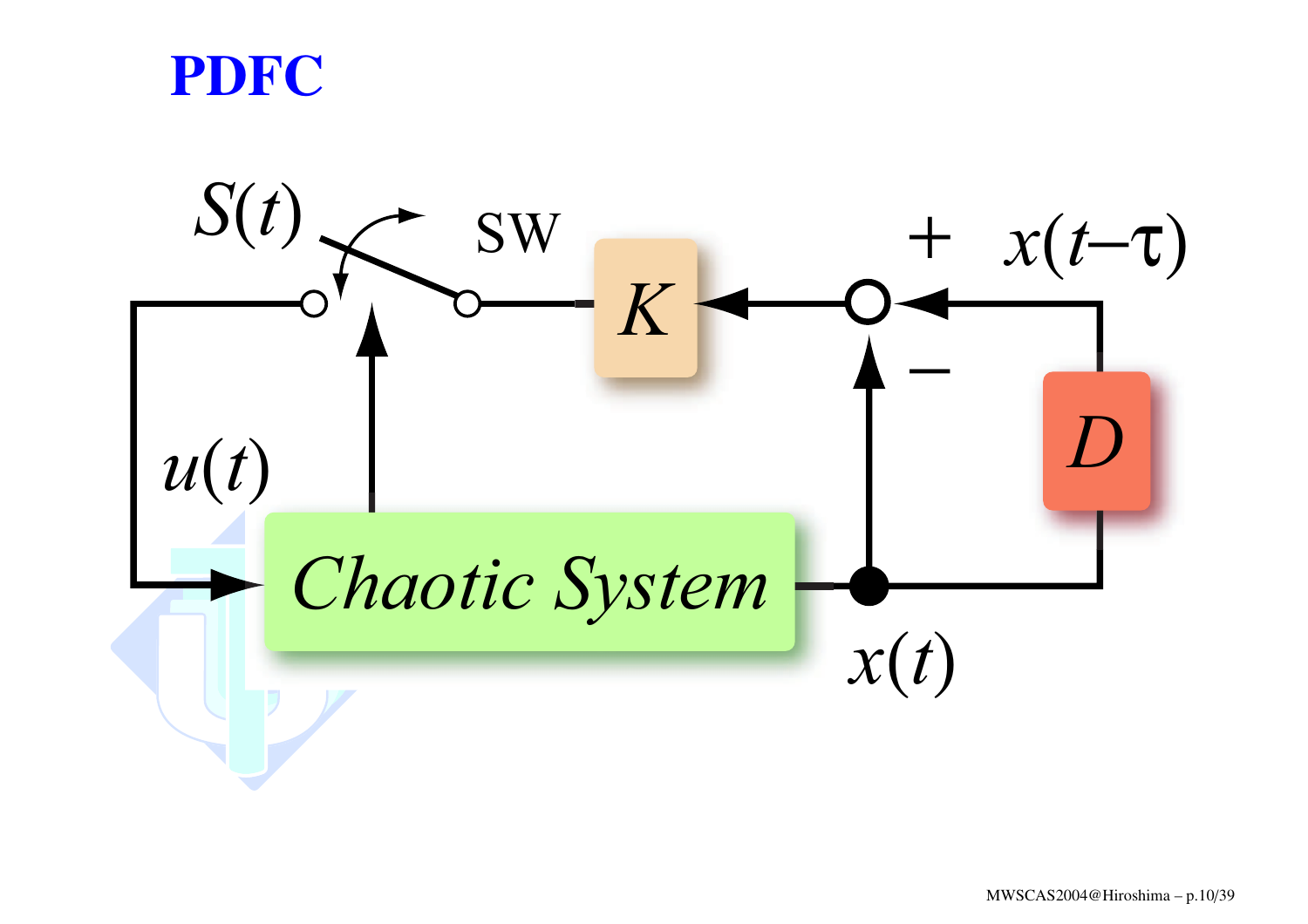# PDFC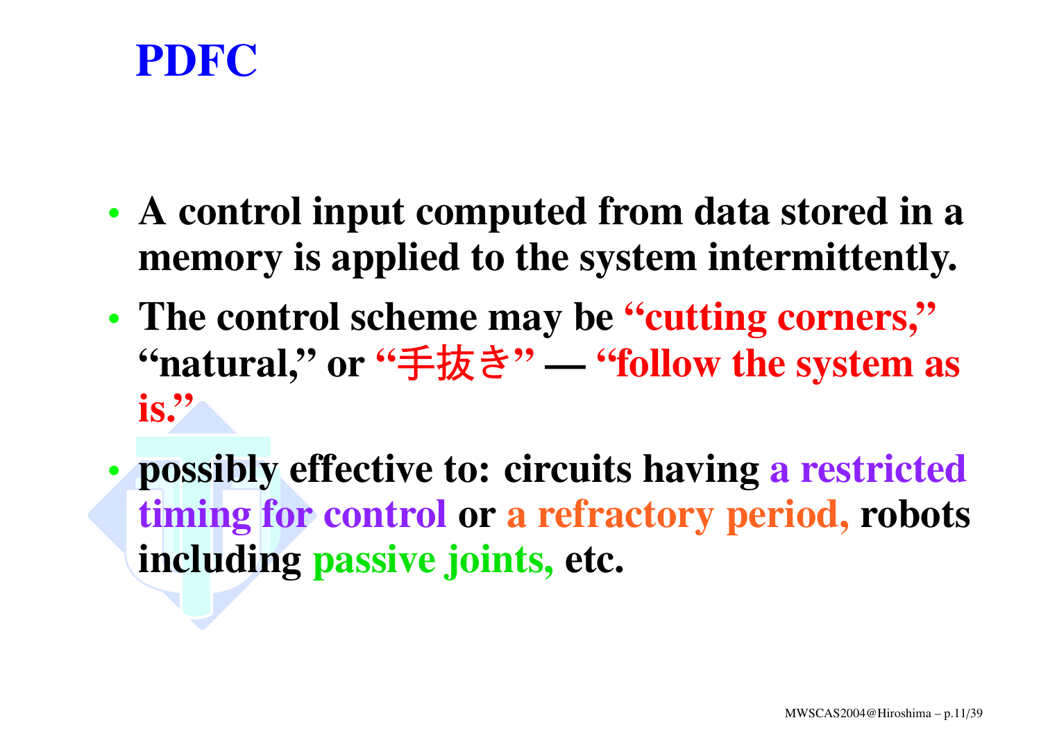# PDFC

- A control input computed from data stored in a memory is applied to the system intermittently.
- The control scheme may be "cutting corners," "natural," or "手抜き" — "follow the system as is."
- possibly effective to: circuits having a restricted timing for control or a refractory period, robots including passive joints, etc.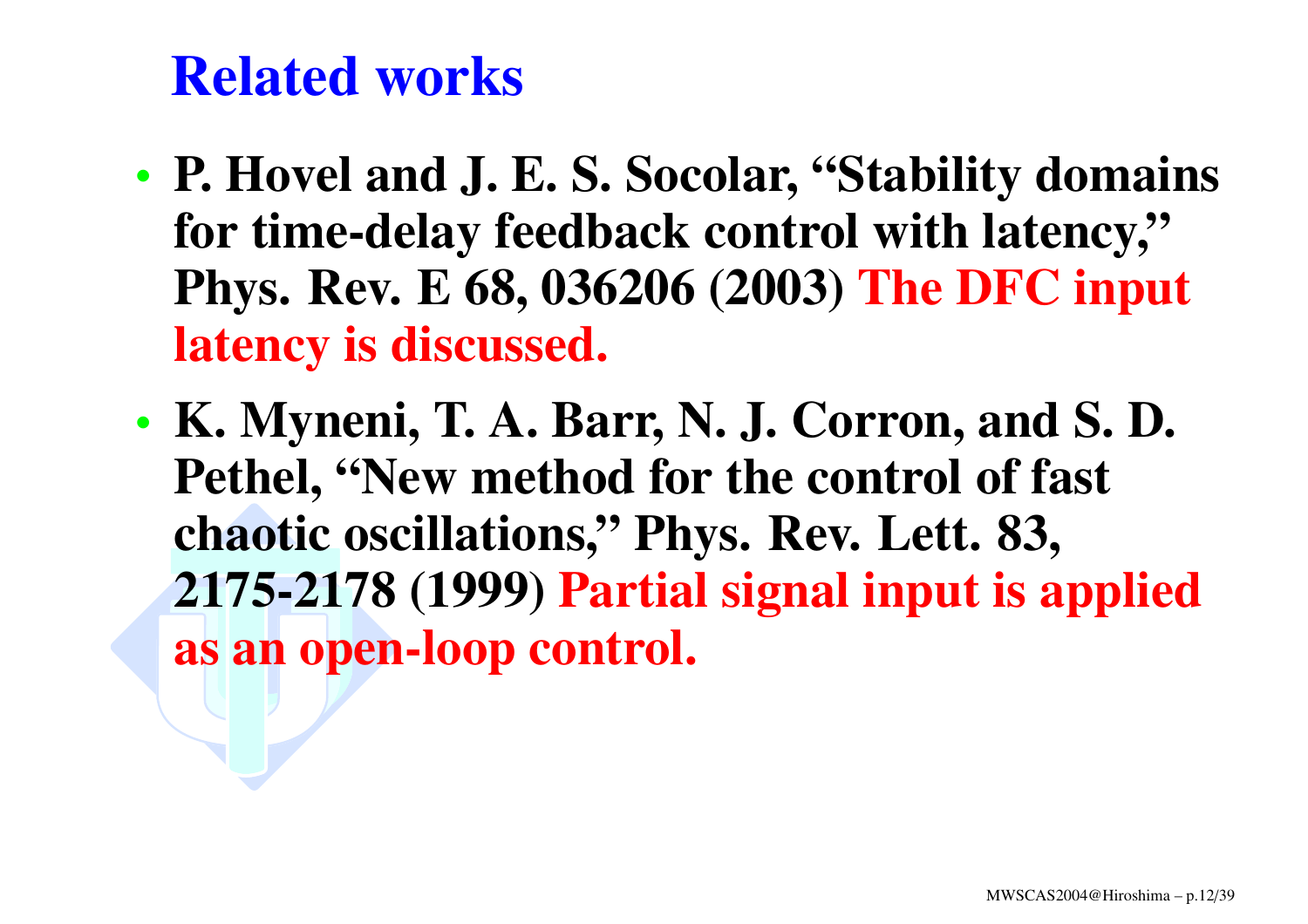# Related works

- **P. Hovel and J. E. S. Socolar, "Stability domains for time-delay feedback control with latency," Phys. Rev. E 68, 036206 (2003)** **The DFC input latency is discussed.**
- **K. Myneni, T. A. Barr, N. J. Corron, and S. D. Pethel, "New method for the control of fast chaotic oscillations," Phys. Rev. Lett. 83, 2175-2178 (1999)** **Partial signal input is applied as an open-loop control.**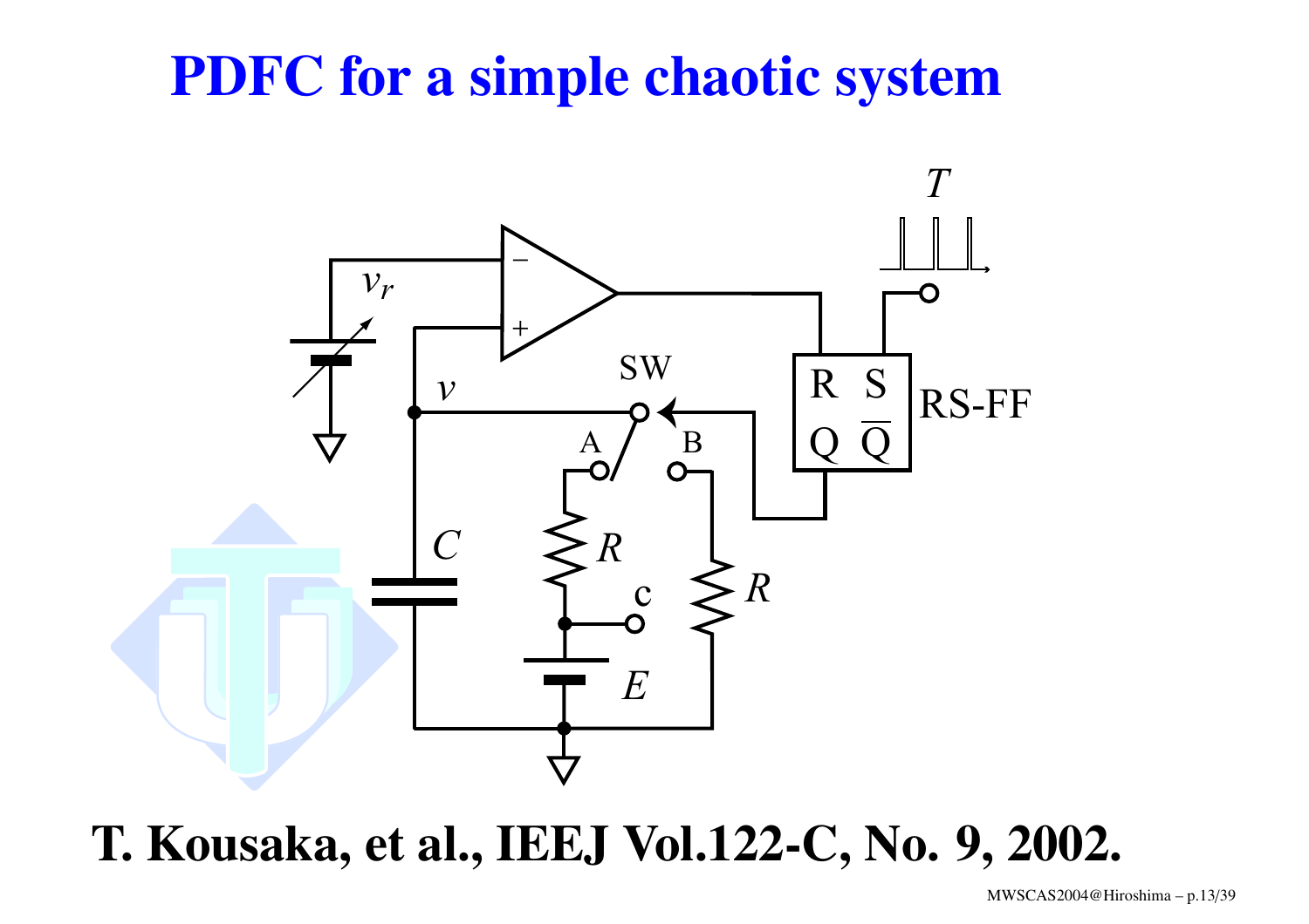# PDFC for a simple chaotic system

**T. Kousaka, et al., IEEJ Vol.122-C, No. 9, 2002.**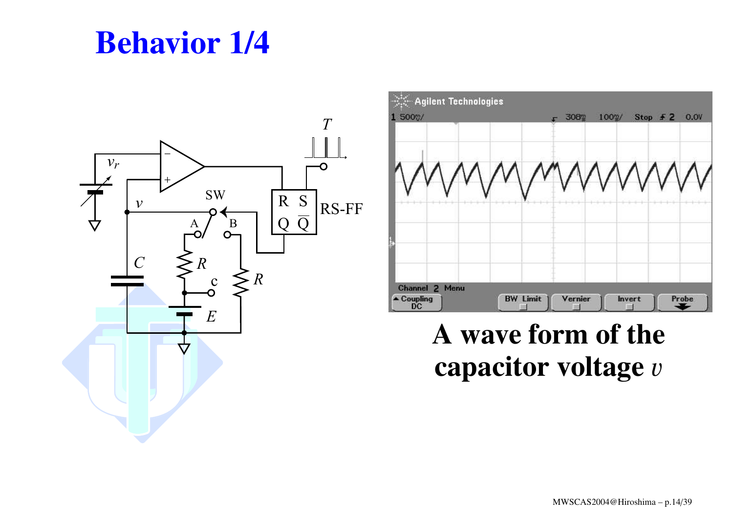# Behavior 1/4

A wave form of the capacitor voltage $v$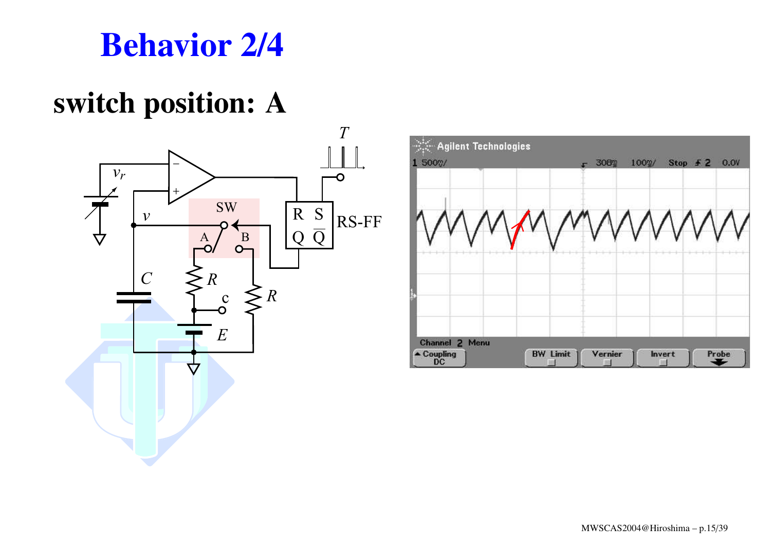# Behavior 2/4

## switch position: A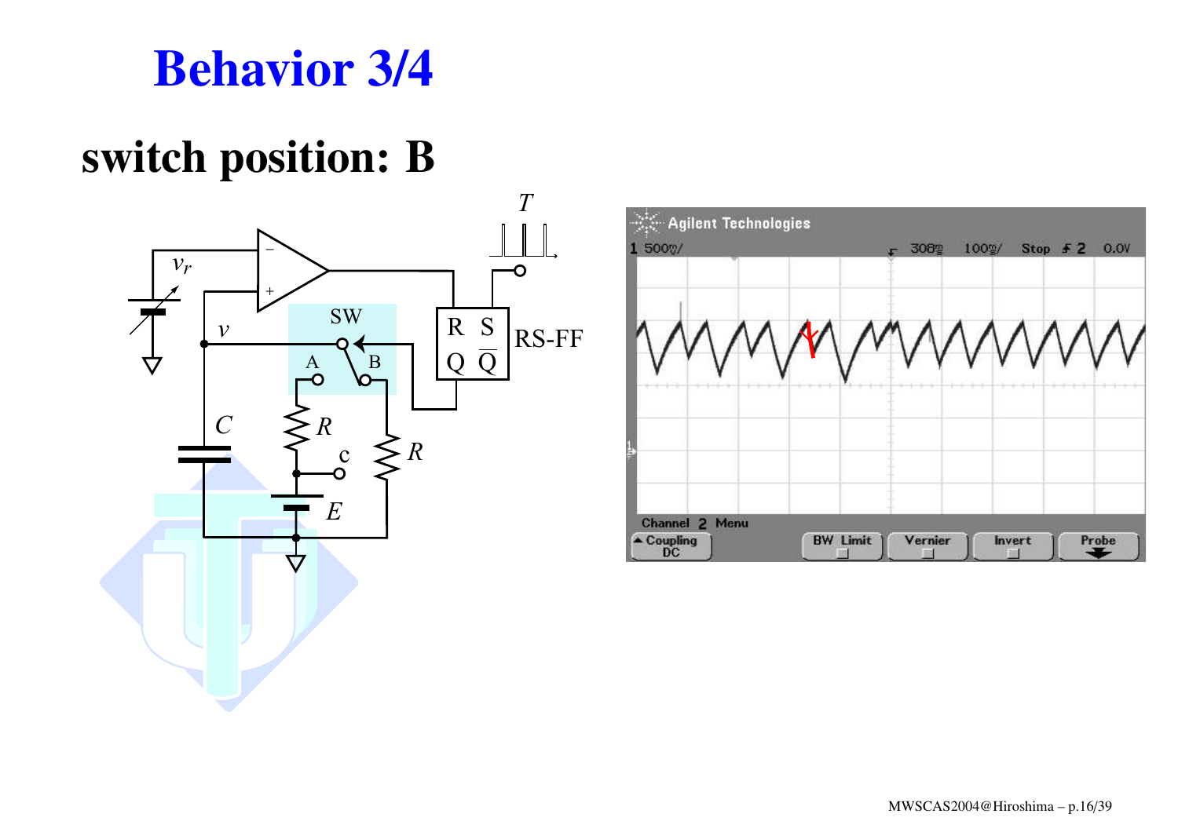# Behavior 3/4

## switch position: B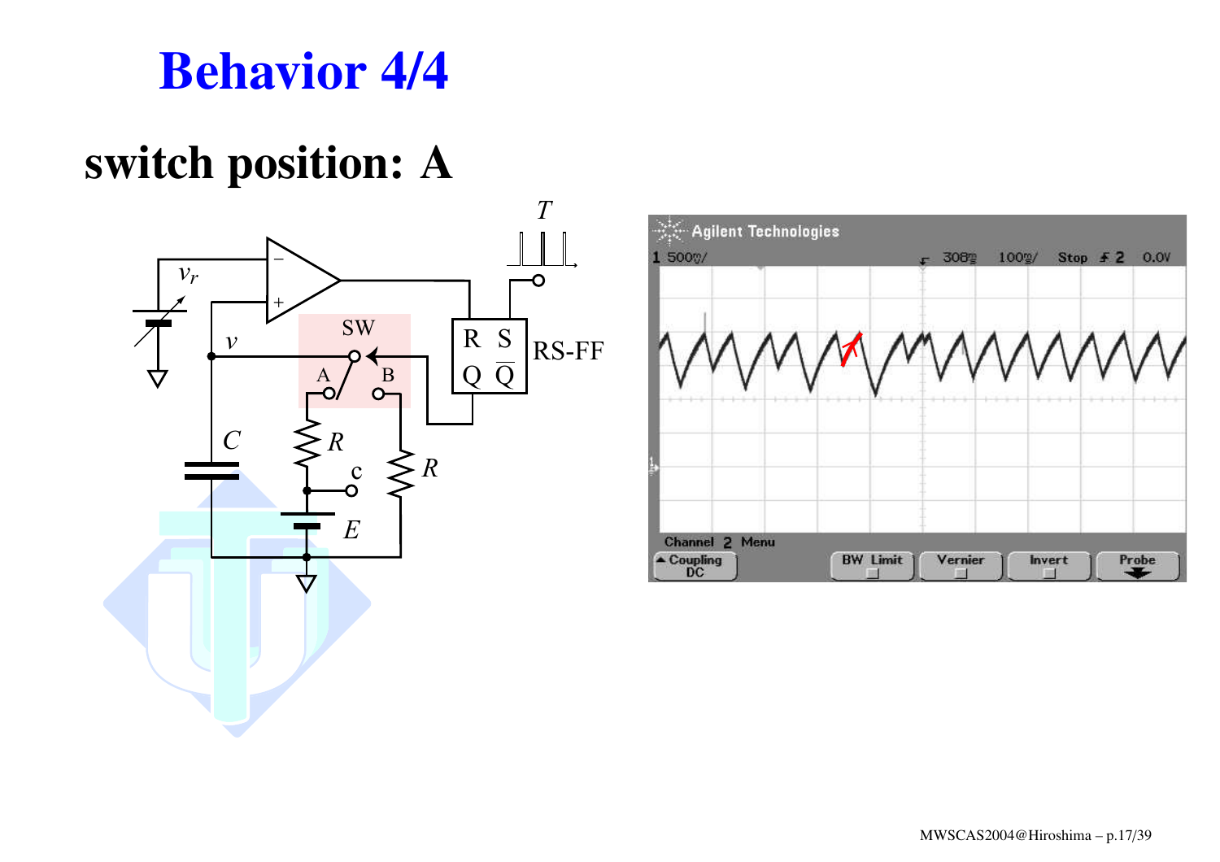# Behavior 4/4

## switch position: A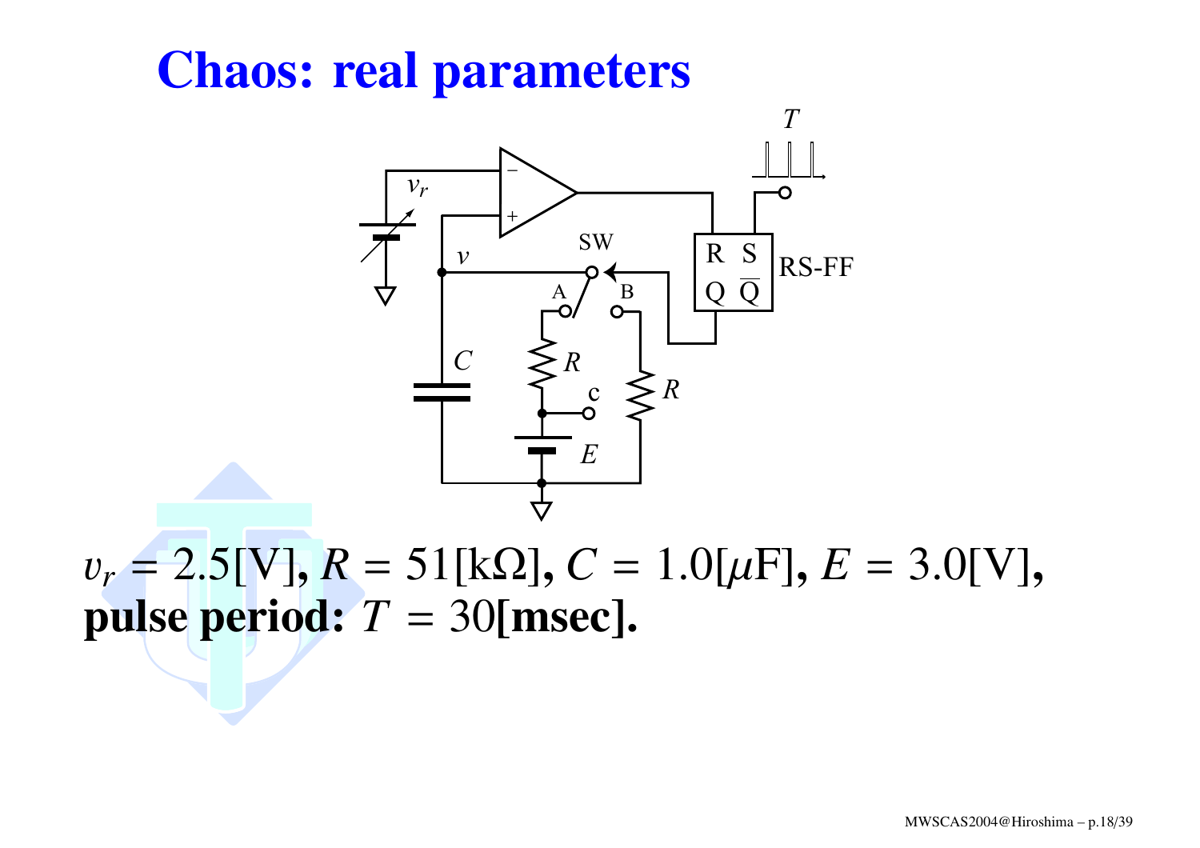# Chaos: real parameters

$v_r = 2.5$[V], $R = 51$[k$\Omega$], $C = 1.0$[$\mu$F], $E = 3.0$[V],
**pulse period:** $T = 30$**[msec].**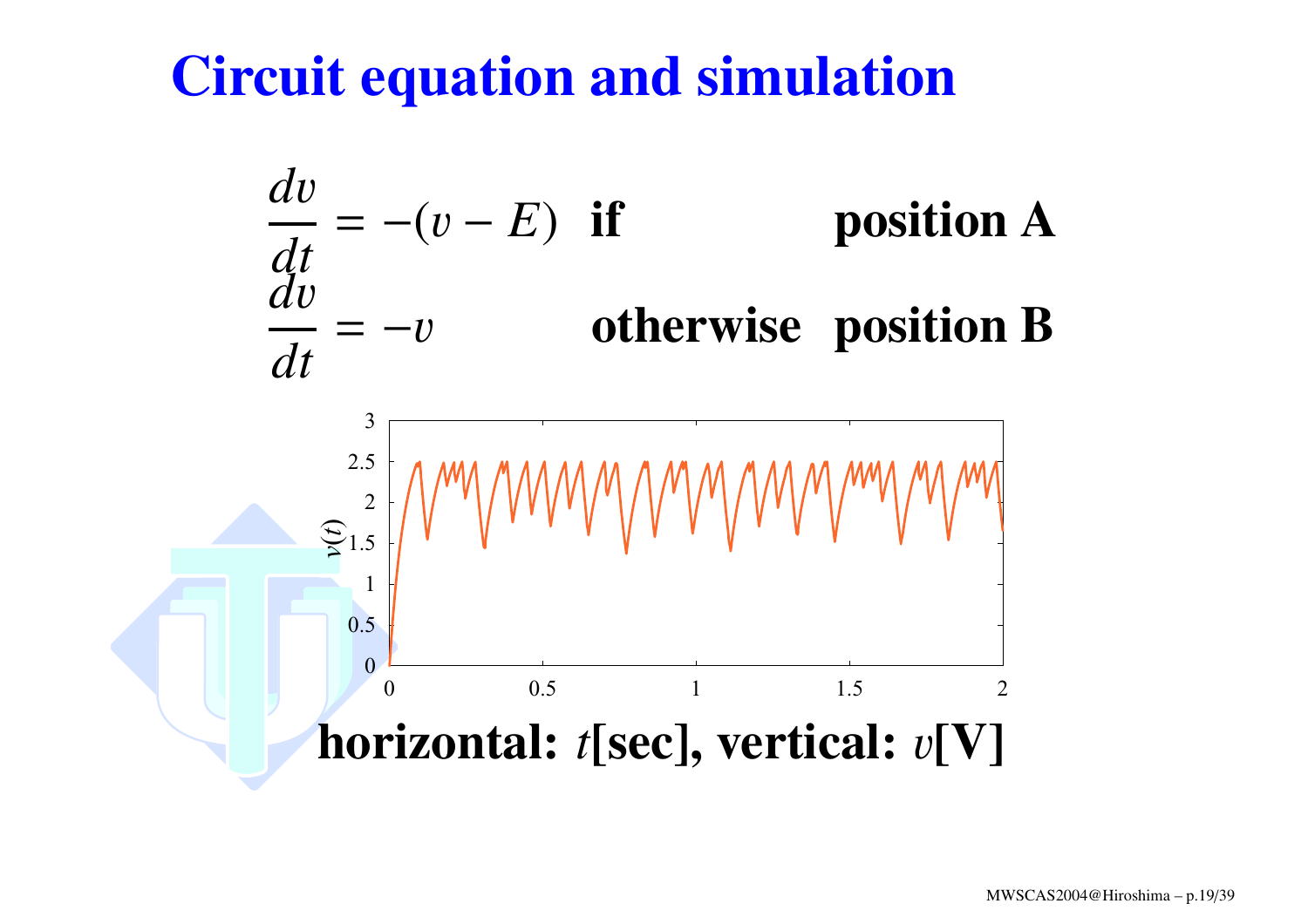# Circuit equation and simulation

$$\frac{dv}{dt} = -(v - E) \quad \textbf{if} \qquad \textbf{position A}$$

$$\frac{dv}{dt} = -v \qquad \textbf{otherwise} \quad \textbf{position B}$$

**horizontal: $t$[sec], vertical: $v$[V]**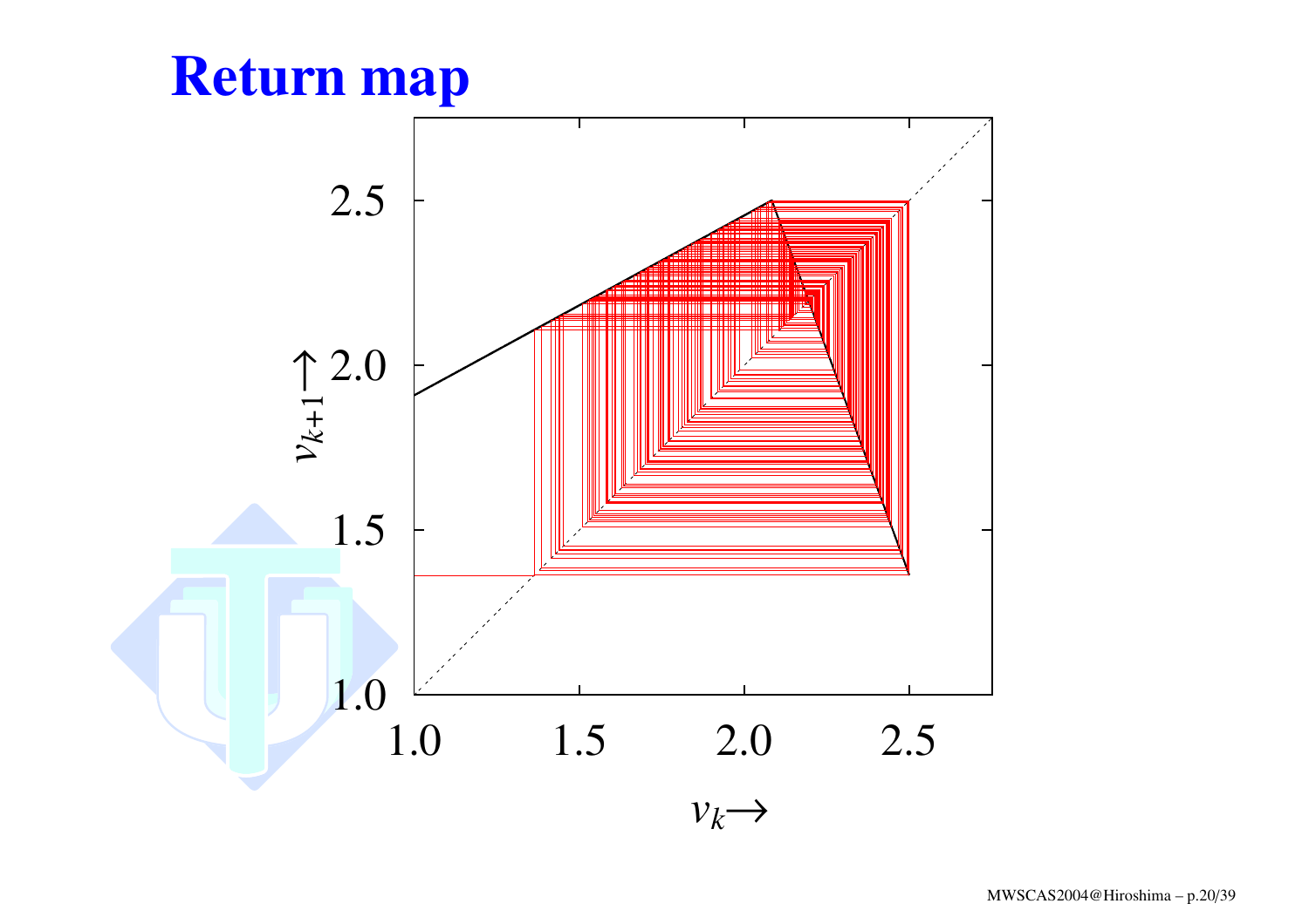# Return map

$v_{k+1} \rightarrow$

$v_k \rightarrow$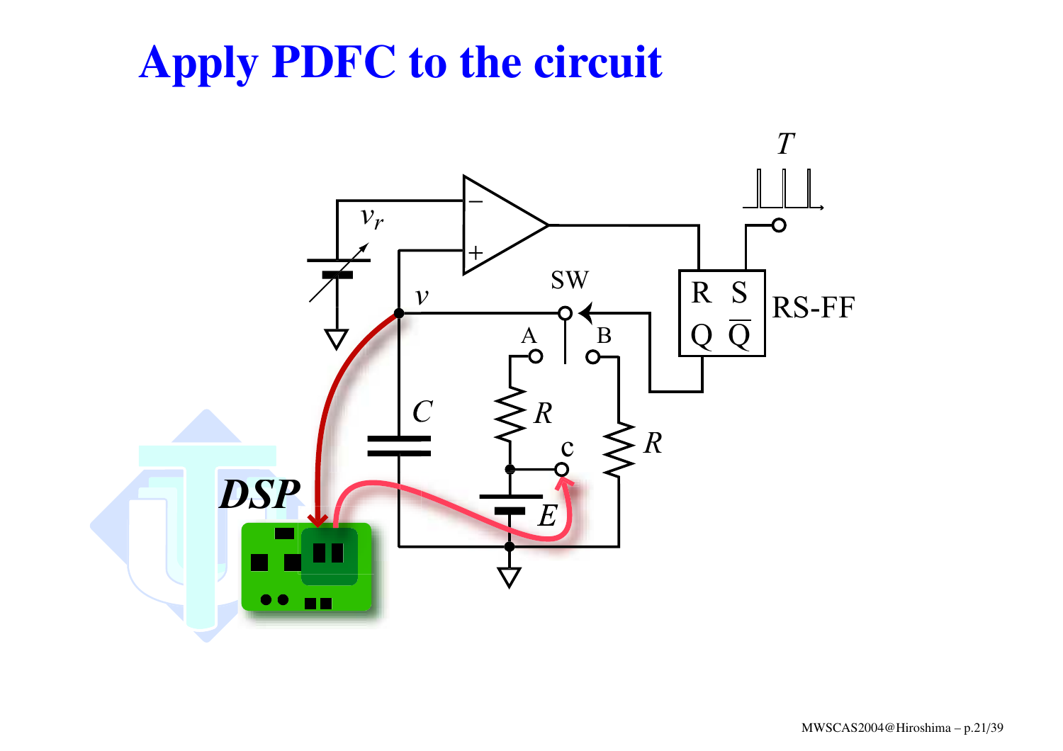# Apply PDFC to the circuit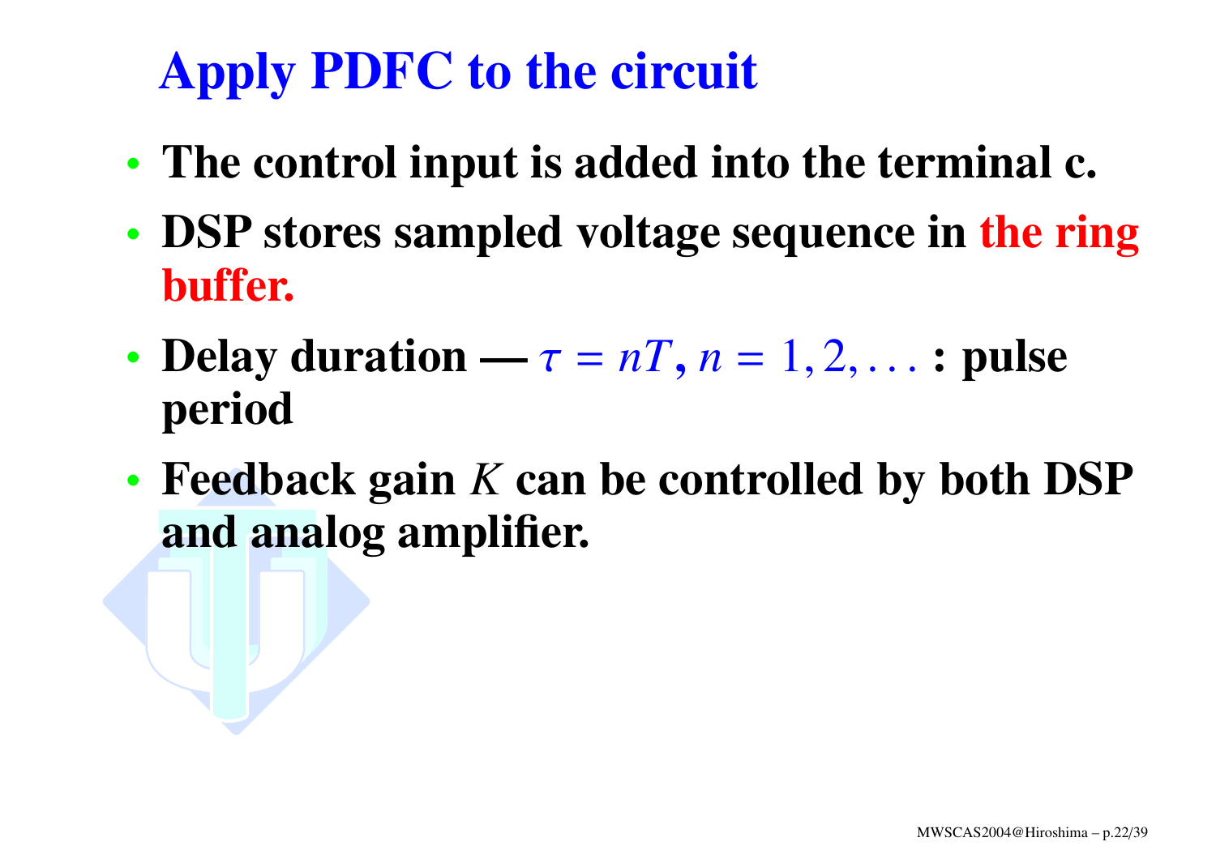# Apply PDFC to the circuit

- **The control input is added into the terminal c.**
- **DSP stores sampled voltage sequence in the ring buffer.**
- **Delay duration —** $\tau = nT$, $n = 1, 2, \ldots$ **: pulse period**
- **Feedback gain** $K$ **can be controlled by both DSP and analog amplifier.**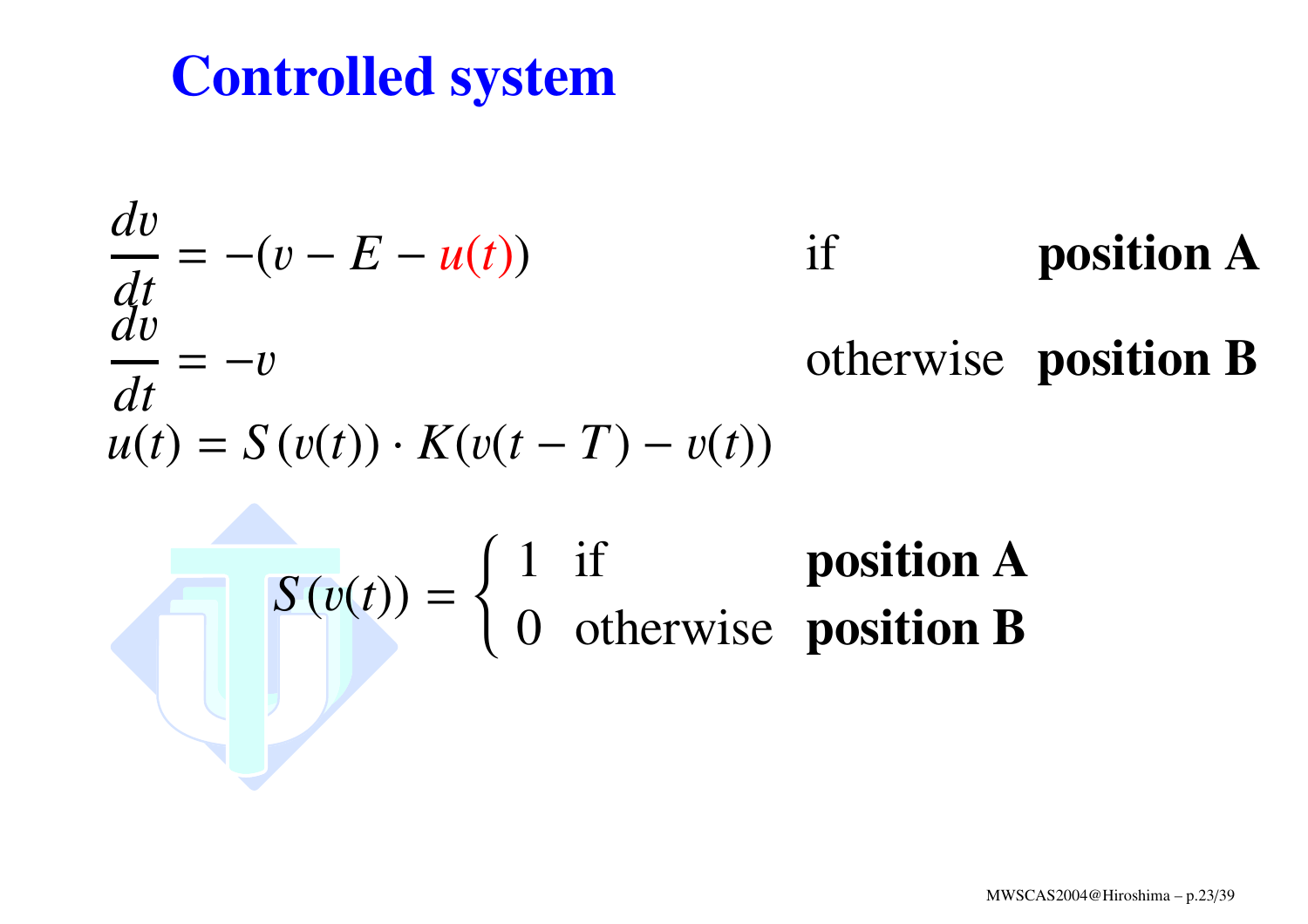# Controlled system

$$
\begin{aligned}
\frac{dv}{dt} &= -(v - E - u(t)) && \text{if} && \textbf{position A} \\
\frac{dv}{dt} &= -v && \text{otherwise} && \textbf{position B}
\end{aligned}
$$

$$
u(t) = S(v(t)) \cdot K(v(t-T) - v(t))
$$

$$
S(v(t)) = \begin{cases} 1 & \text{if} \quad \textbf{position A} \\ 0 & \text{otherwise} \quad \textbf{position B} \end{cases}
$$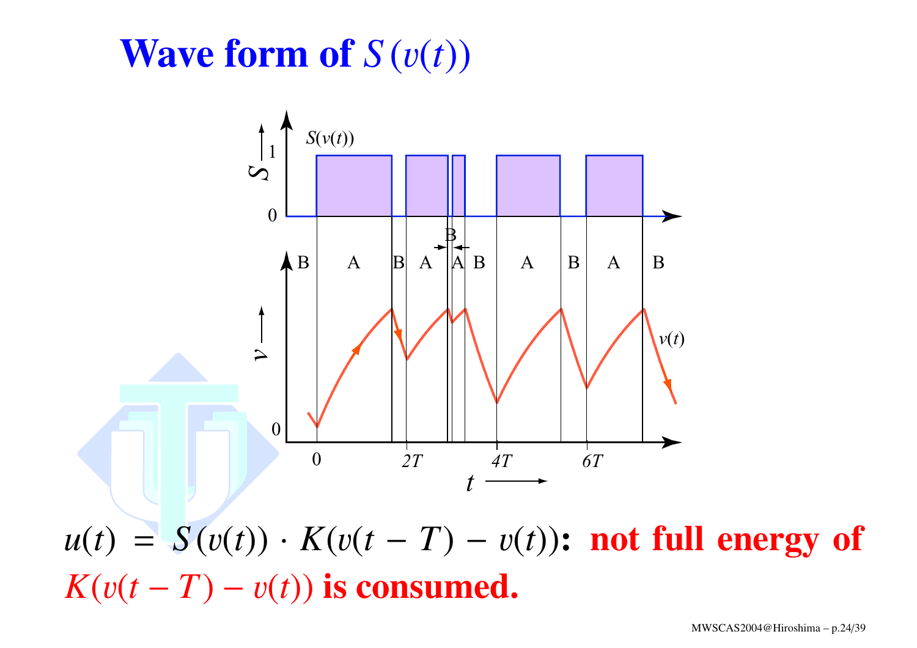# Wave form of $S(v(t))$

$u(t) = S(v(t)) \cdot K(v(t-T) - v(t))$: **not full energy of $K(v(t-T) - v(t))$ is consumed.**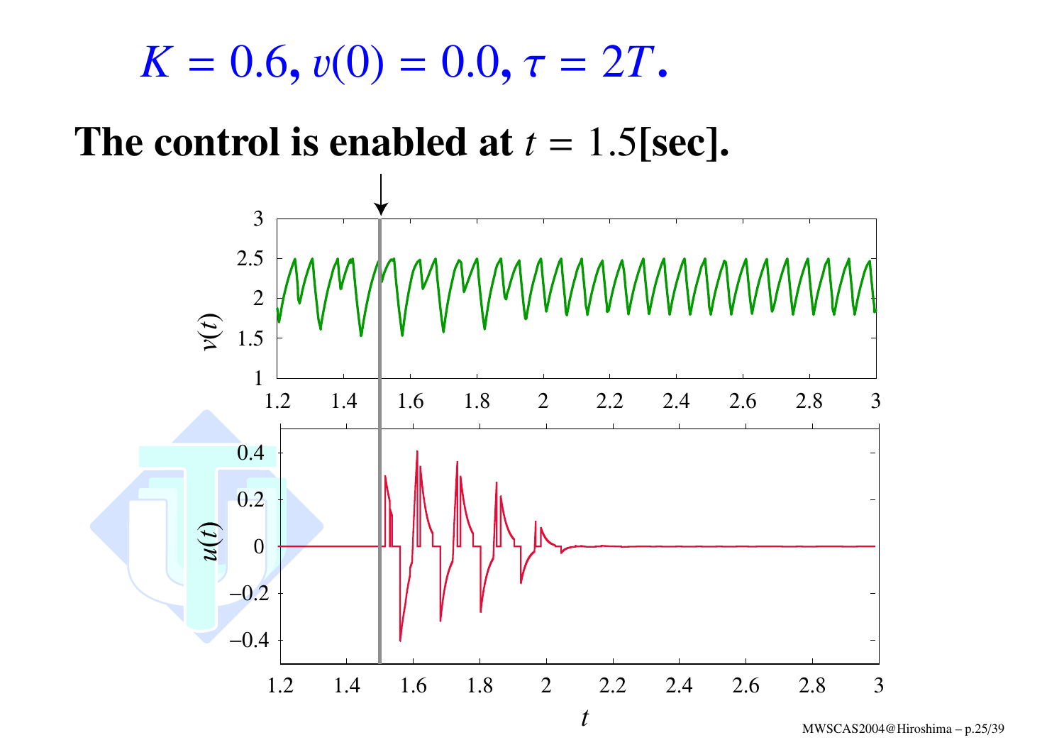# $K = 0.6$, $v(0) = 0.0$, $\tau = 2T$.

**The control is enabled at $t = 1.5$[sec].**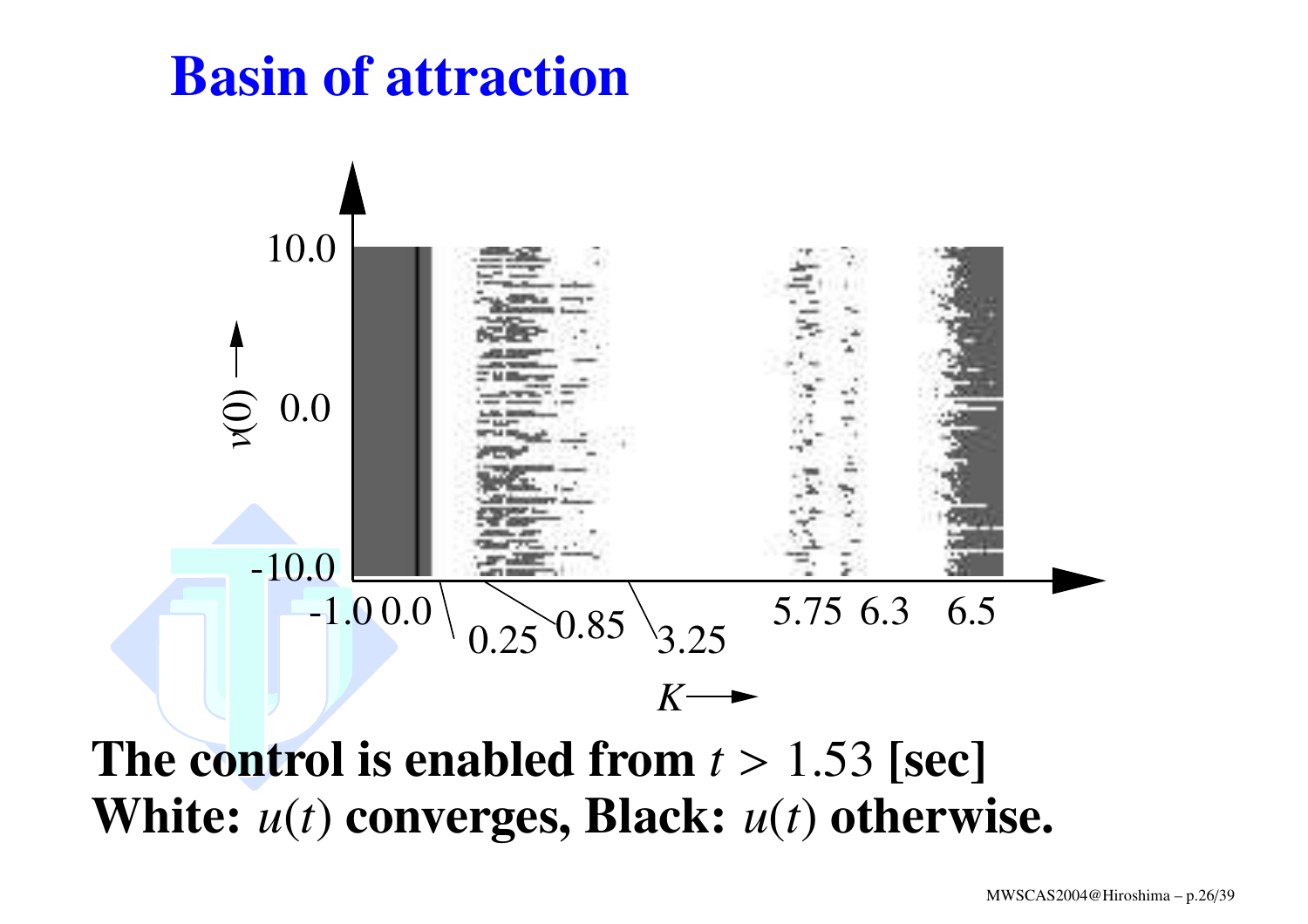# Basin of attraction

**The control is enabled from $t > 1.53$ [sec]**
**White: $u(t)$ converges, Black: $u(t)$ otherwise.**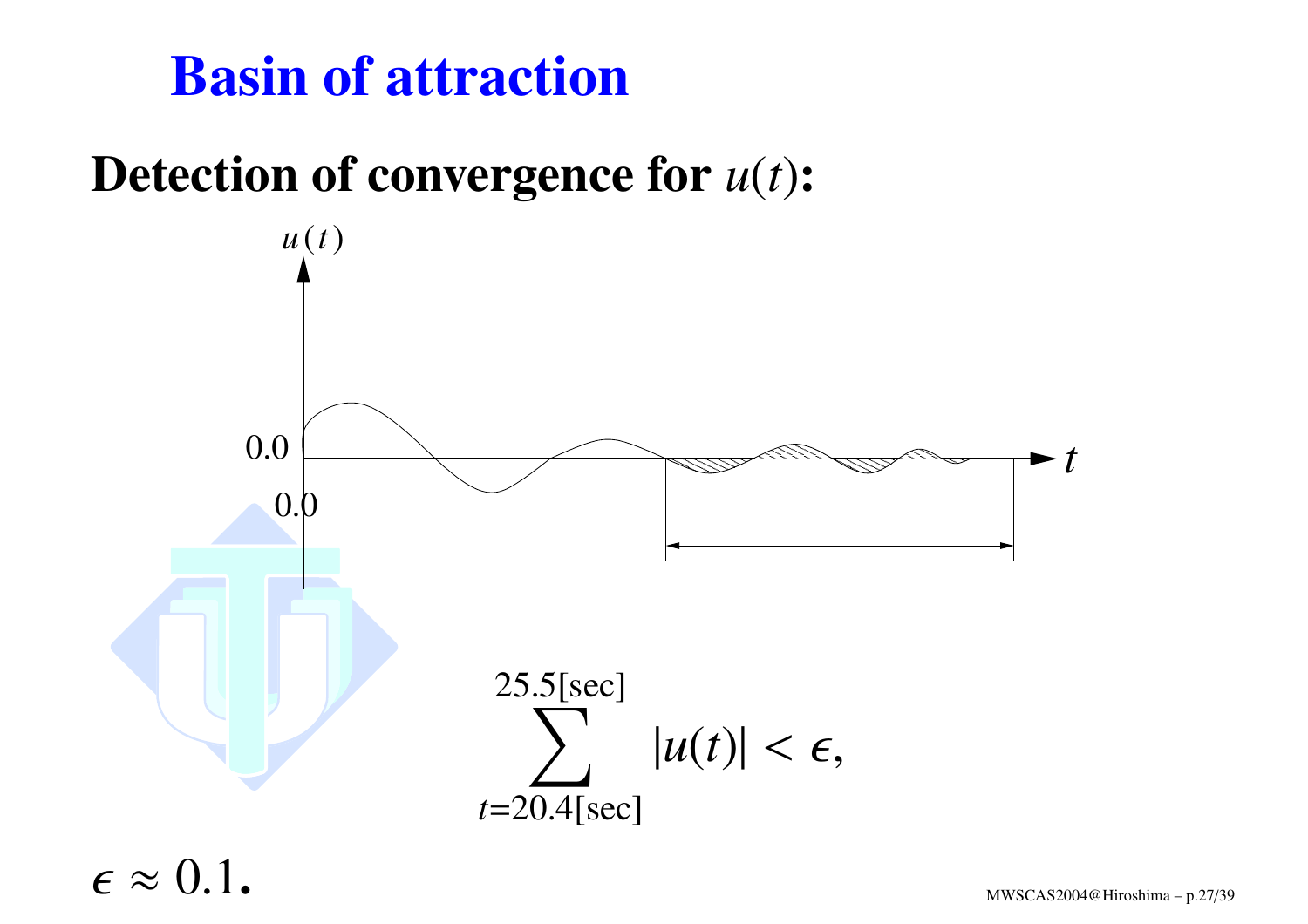# Basin of attraction

**Detection of convergence for $u(t)$:**

$$\sum_{t=20.4[\text{sec}]}^{25.5[\text{sec}]} |u(t)| < \epsilon,$$

$\epsilon \approx 0.1$.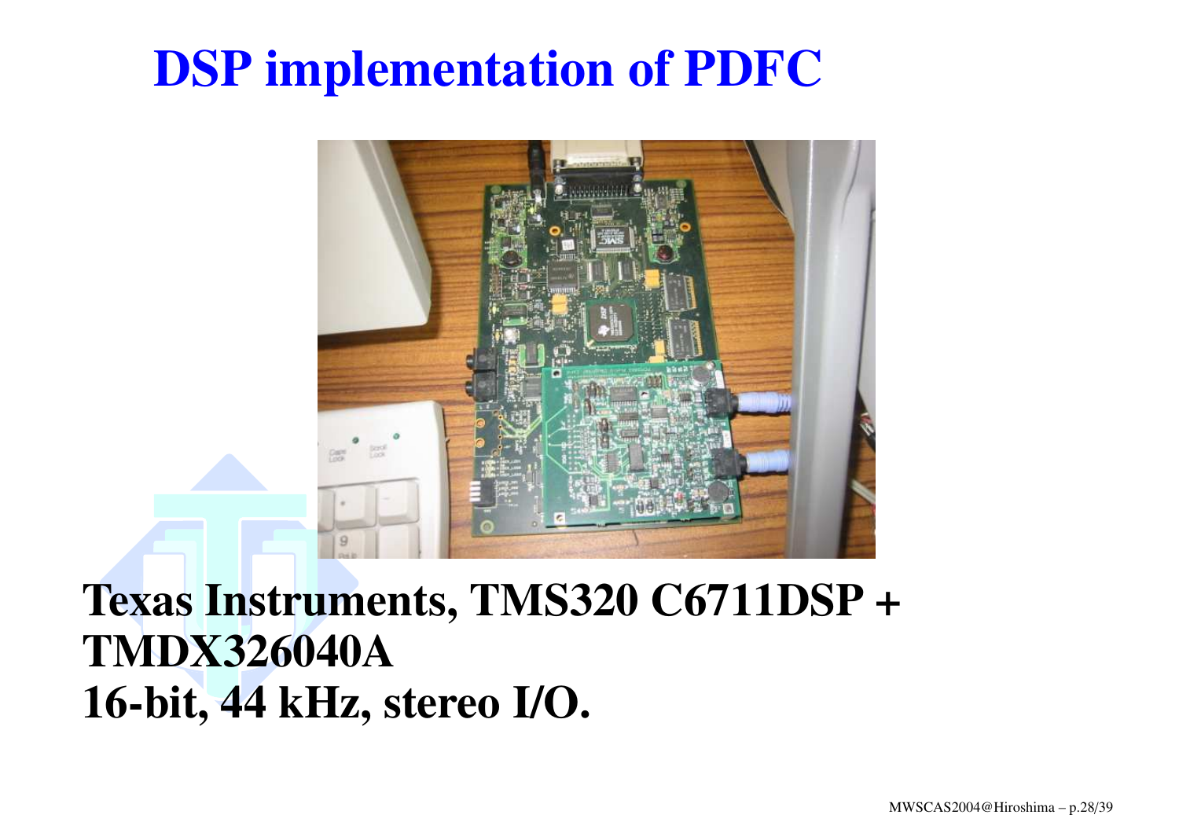# DSP implementation of PDFC

**Texas Instruments, TMS320 C6711DSP + TMDX326040A**
**16-bit, 44 kHz, stereo I/O.**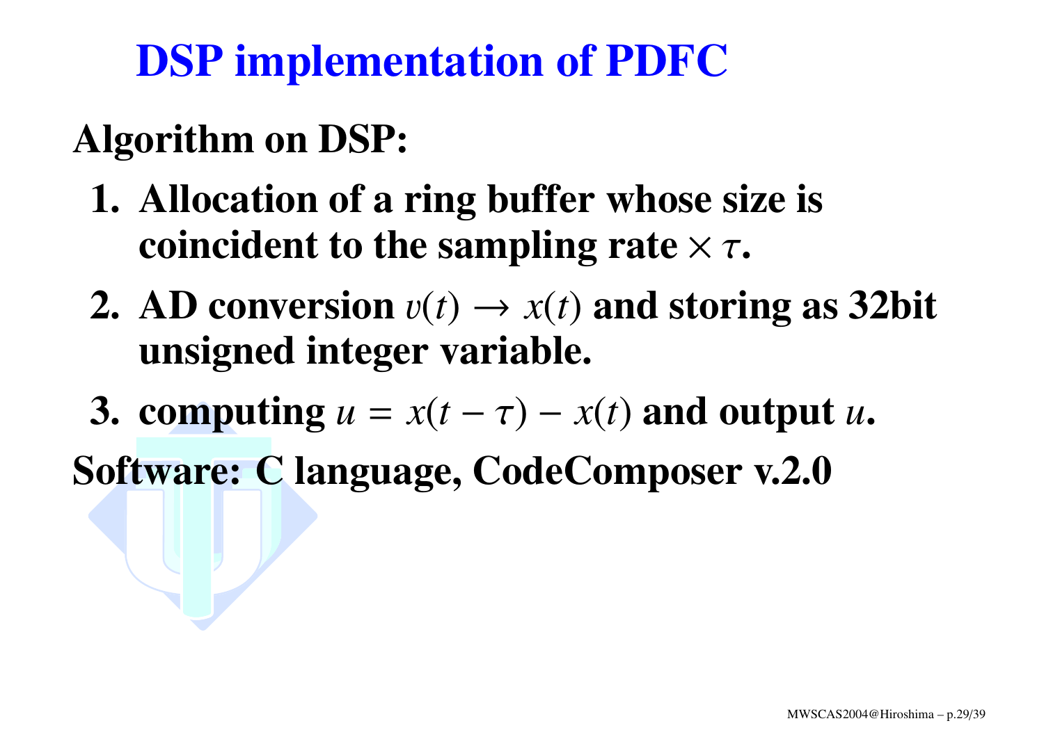# DSP implementation of PDFC

**Algorithm on DSP:**

1. **Allocation of a ring buffer whose size is coincident to the sampling rate $\times\, \tau$.**
2. **AD conversion $v(t) \rightarrow x(t)$ and storing as 32bit unsigned integer variable.**
3. **computing $u = x(t - \tau) - x(t)$ and output $u$.**

**Software: C language, CodeComposer v.2.0**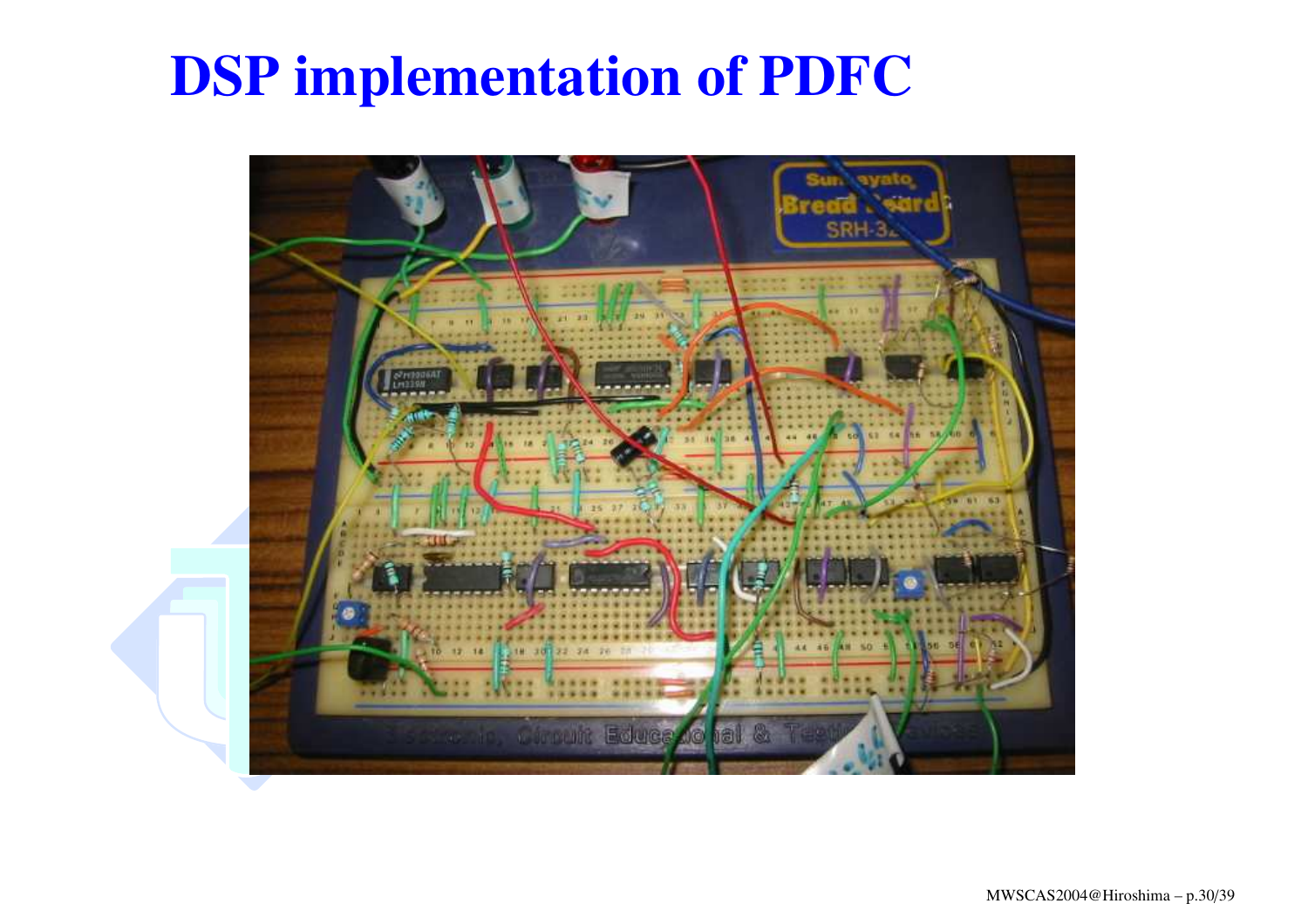# DSP implementation of PDFC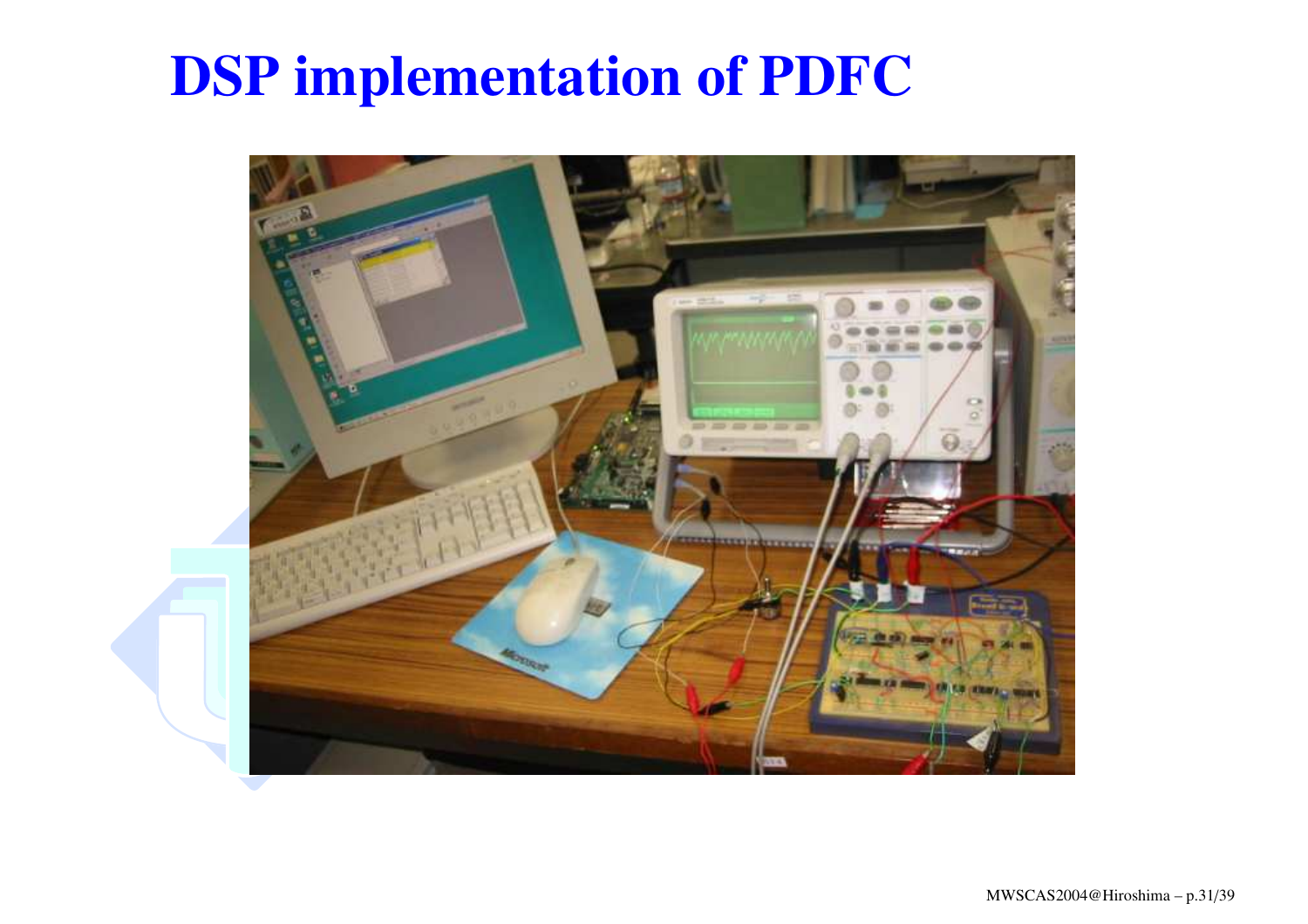# DSP implementation of PDFC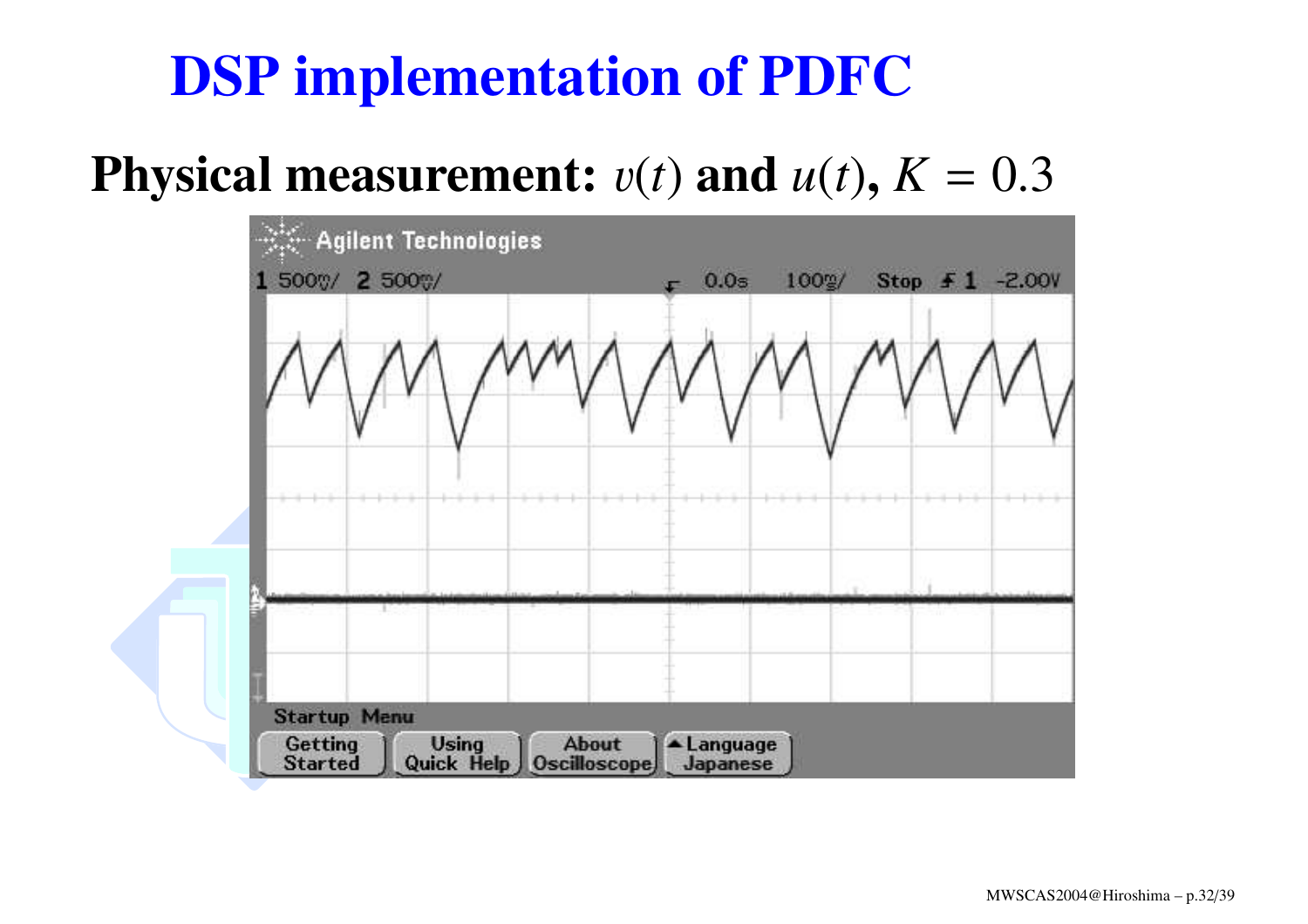# DSP implementation of PDFC

## Physical measurement: $v(t)$ and $u(t)$, $K = 0.3$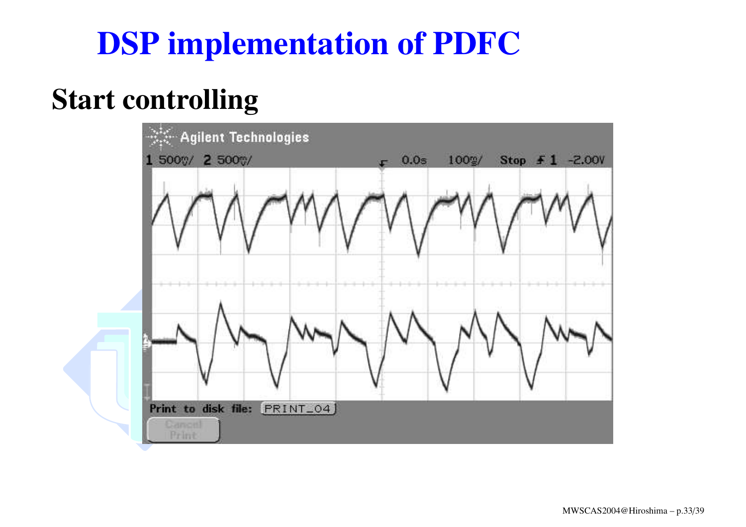# DSP implementation of PDFC

## Start controlling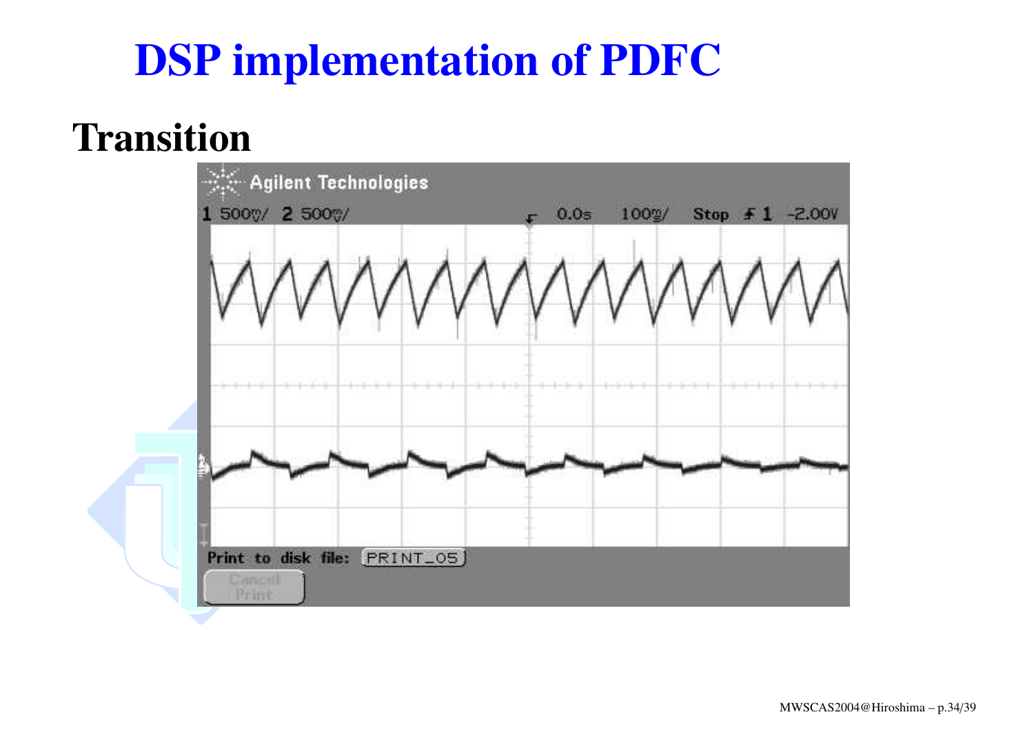# DSP implementation of PDFC

## Transition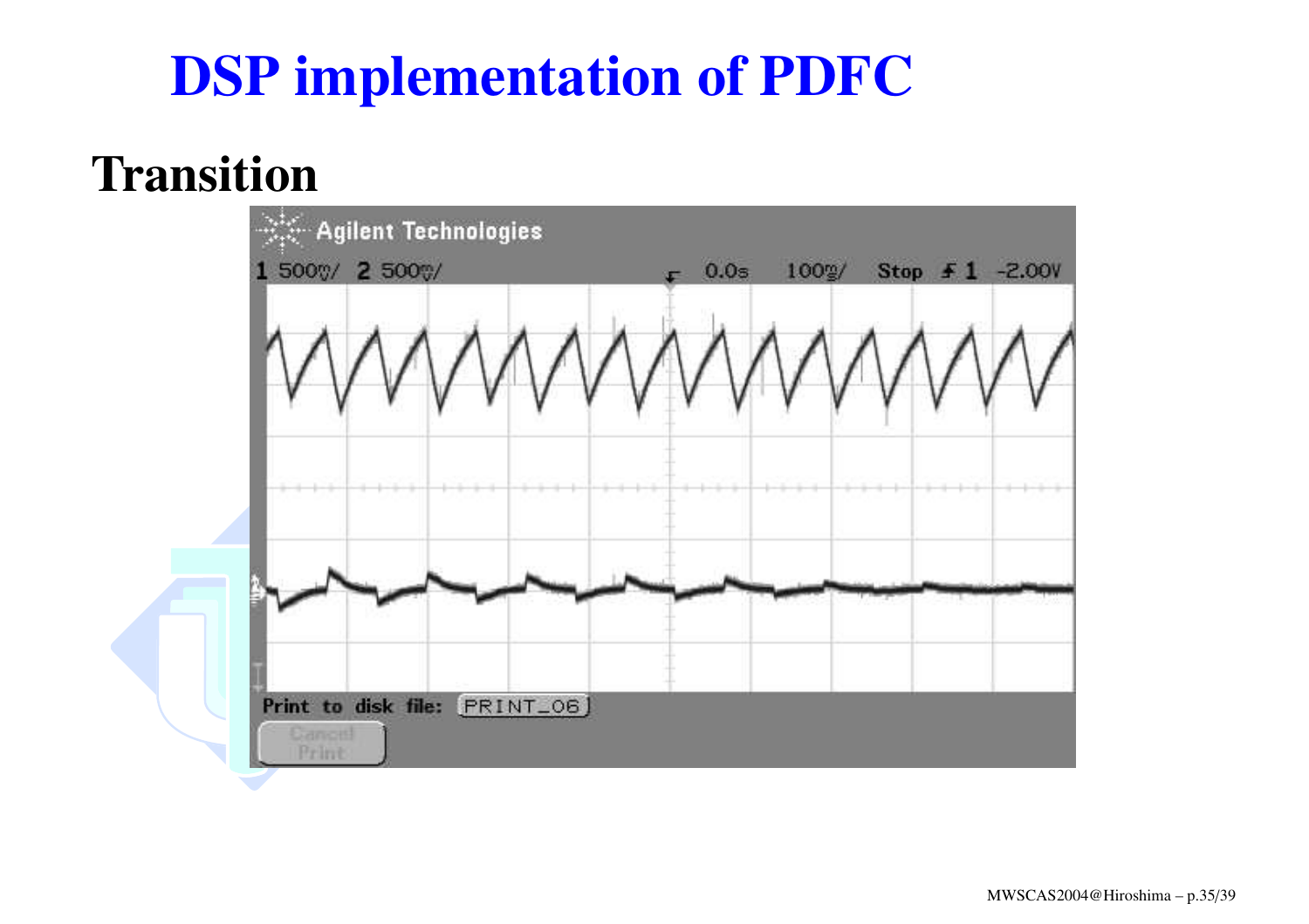# DSP implementation of PDFC

## Transition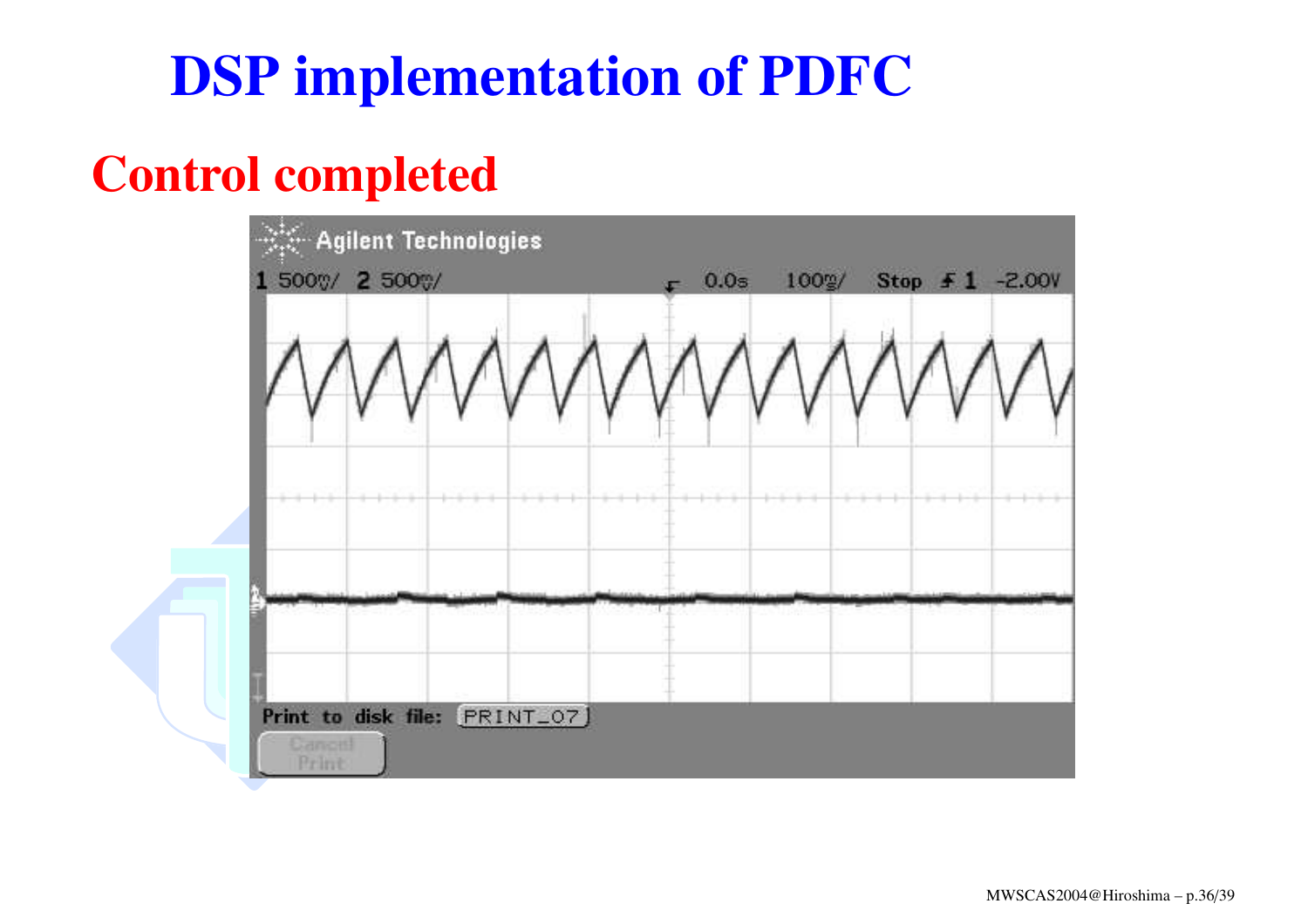# DSP implementation of PDFC

## Control completed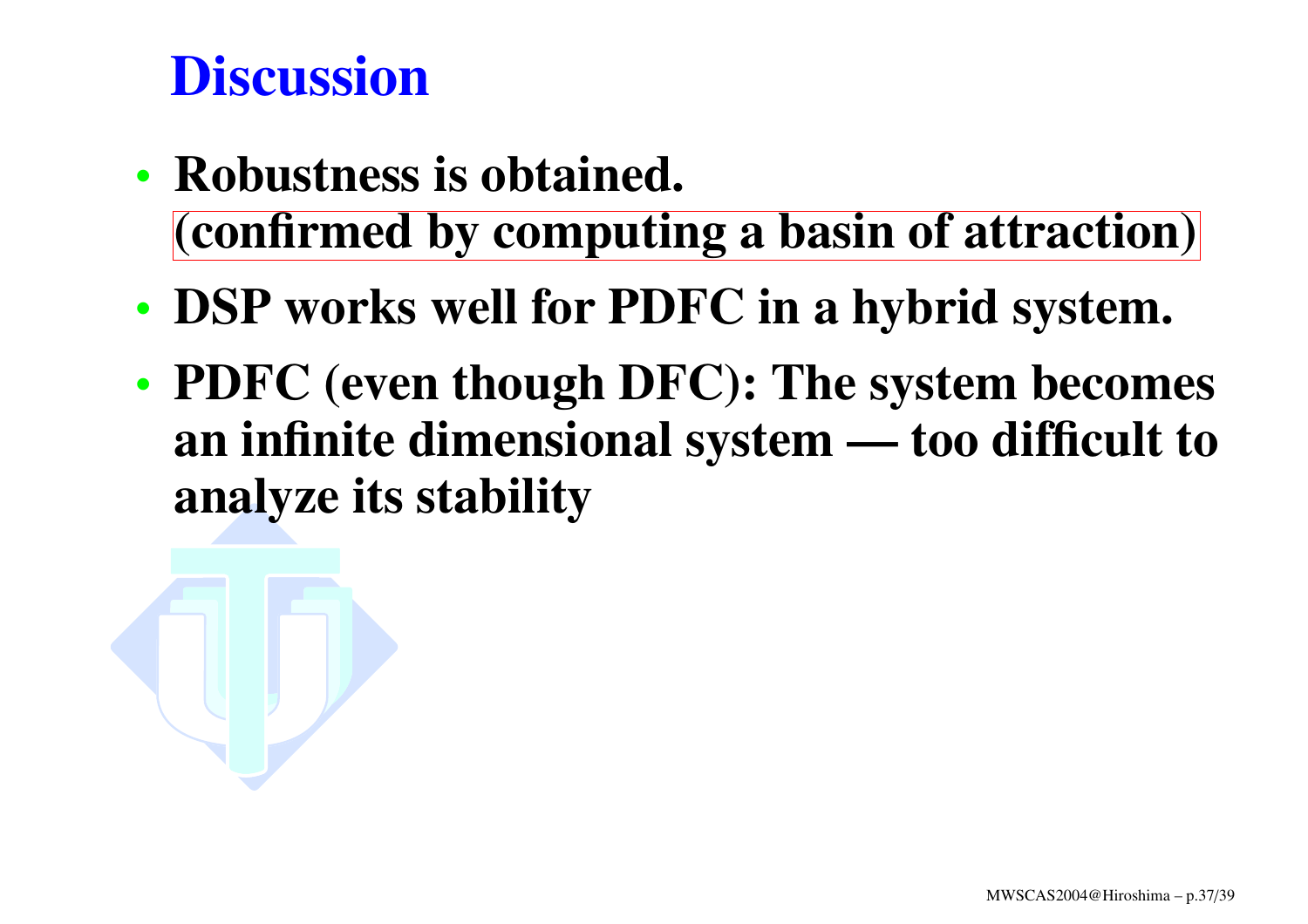# Discussion

- **Robustness is obtained.**
  **(confirmed by computing a basin of attraction)**
- **DSP works well for PDFC in a hybrid system.**
- **PDFC (even though DFC): The system becomes an infinite dimensional system — too difficult to analyze its stability**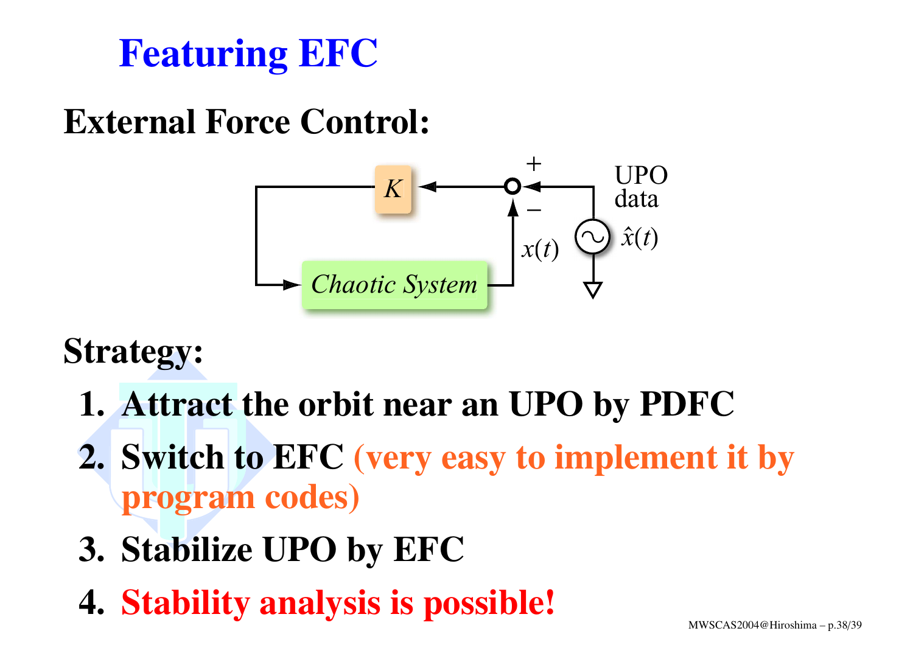# Featuring EFC

## External Force Control:

**Strategy:**

1. **Attract the orbit near an UPO by PDFC**
2. **Switch to EFC (very easy to implement it by program codes)**
3. **Stabilize UPO by EFC**
4. **Stability analysis is possible!**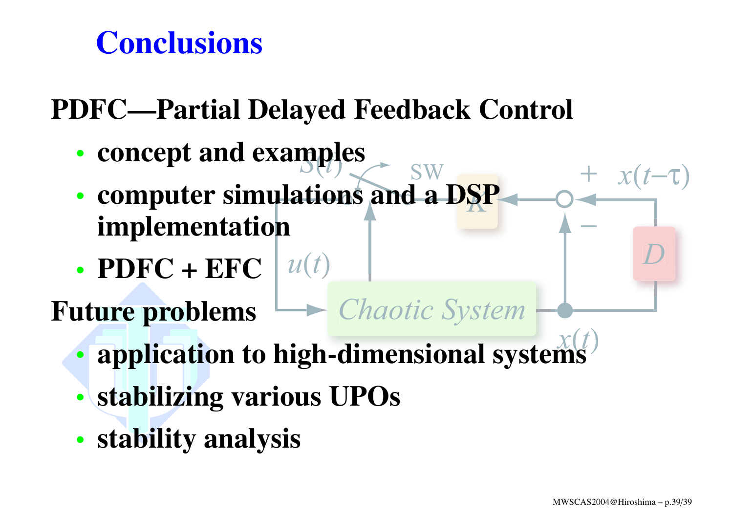# Conclusions

**PDFC—Partial Delayed Feedback Control**

- **concept and examples**
- **computer simulations and a DSP implementation**
- **PDFC + EFC**

**Future problems**

- **application to high-dimensional systems**
- **stabilizing various UPOs**
- **stability analysis**